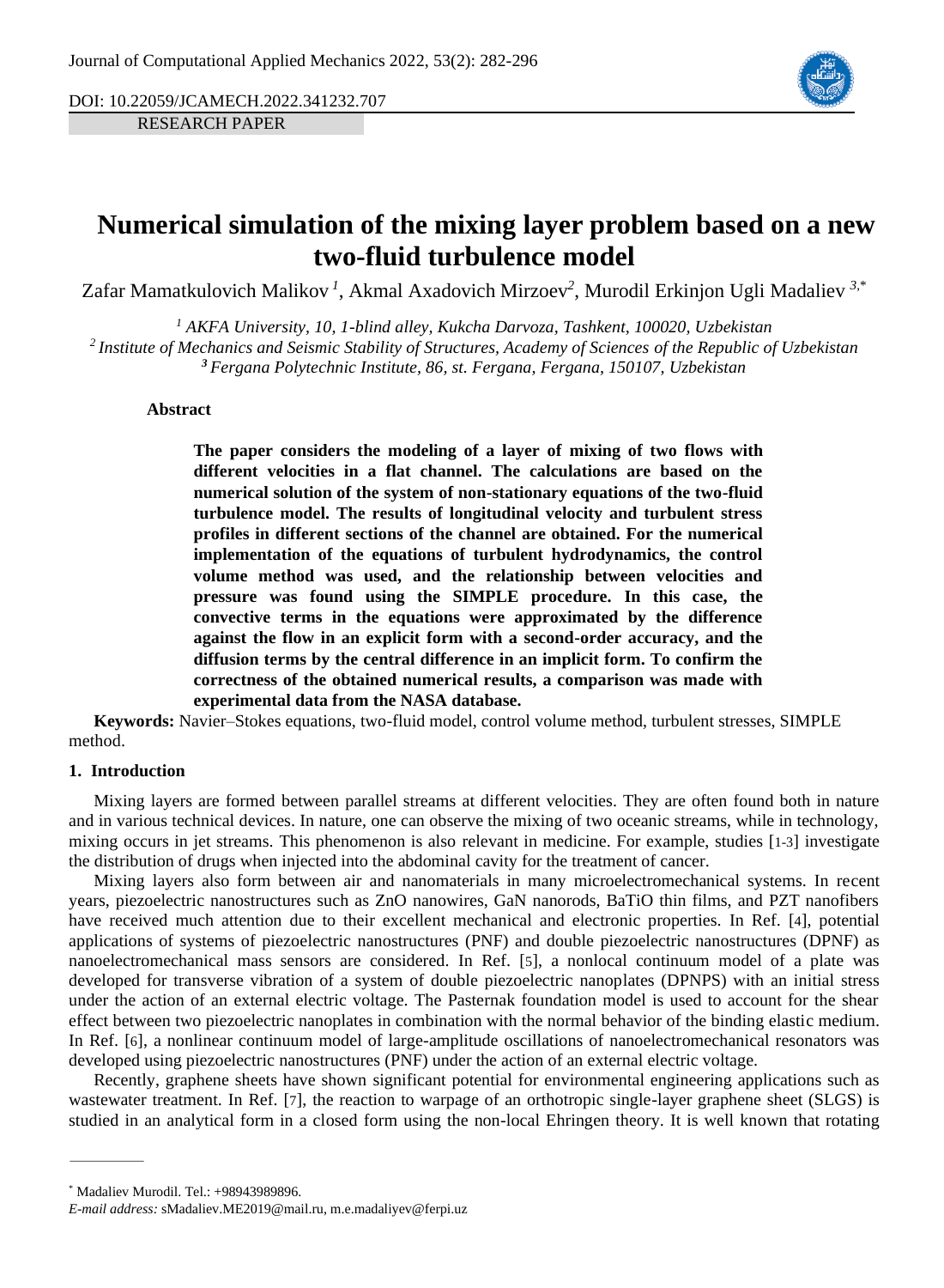DOI: 10.22059/JCAMECH.2022.341232.707

RESEARCH PAPER

# Numerical simulation of the mixing layer problem based on a new two-fluid turbulence model

Zafar Mamatkulovich Malikov [1], Akmal Axadovich Mirzoev[2], Murodil Erkinjon Ugli Madaliev [3,*]

[1] *AKFA University, 10, 1-blind alley, Kukcha Darvoza, Tashkent, 100020, Uzbekistan*
[2] *Institute of Mechanics and Seismic Stability of Structures, Academy of Sciences of the Republic of Uzbekistan*
[3] *Fergana Polytechnic Institute, 86, st. Fergana, Fergana, 150107, Uzbekistan*

### Abstract

**The paper considers the modeling of a layer of mixing of two flows with different velocities in a flat channel. The calculations are based on the numerical solution of the system of non-stationary equations of the two-fluid turbulence model. The results of longitudinal velocity and turbulent stress profiles in different sections of the channel are obtained. For the numerical implementation of the equations of turbulent hydrodynamics, the control volume method was used, and the relationship between velocities and pressure was found using the SIMPLE procedure. In this case, the convective terms in the equations were approximated by the difference against the flow in an explicit form with a second-order accuracy, and the diffusion terms by the central difference in an implicit form. To confirm the correctness of the obtained numerical results, a comparison was made with experimental data from the NASA database.**

**Keywords:** Navier–Stokes equations, two-fluid model, control volume method, turbulent stresses, SIMPLE method.

## 1. Introduction

Mixing layers are formed between parallel streams at different velocities. They are often found both in nature and in various technical devices. In nature, one can observe the mixing of two oceanic streams, while in technology, mixing occurs in jet streams. This phenomenon is also relevant in medicine. For example, studies [1-3] investigate the distribution of drugs when injected into the abdominal cavity for the treatment of cancer.

Mixing layers also form between air and nanomaterials in many microelectromechanical systems. In recent years, piezoelectric nanostructures such as ZnO nanowires, GaN nanorods, BaTiO thin films, and PZT nanofibers have received much attention due to their excellent mechanical and electronic properties. In Ref. [4], potential applications of systems of piezoelectric nanostructures (PNF) and double piezoelectric nanostructures (DPNF) as nanoelectromechanical mass sensors are considered. In Ref. [5], a nonlocal continuum model of a plate was developed for transverse vibration of a system of double piezoelectric nanoplates (DPNPS) with an initial stress under the action of an external electric voltage. The Pasternak foundation model is used to account for the shear effect between two piezoelectric nanoplates in combination with the normal behavior of the binding elastic medium. In Ref. [6], a nonlinear continuum model of large-amplitude oscillations of nanoelectromechanical resonators was developed using piezoelectric nanostructures (PNF) under the action of an external electric voltage.

Recently, graphene sheets have shown significant potential for environmental engineering applications such as wastewater treatment. In Ref. [7], the reaction to warpage of an orthotropic single-layer graphene sheet (SLGS) is studied in an analytical form in a closed form using the non-local Ehringen theory. It is well known that rotating

---

* Madaliev Murodil. Tel.: +98943989896.

*E-mail address:* sMadaliev.ME2019@mail.ru, m.e.madaliyev@ferpi.uz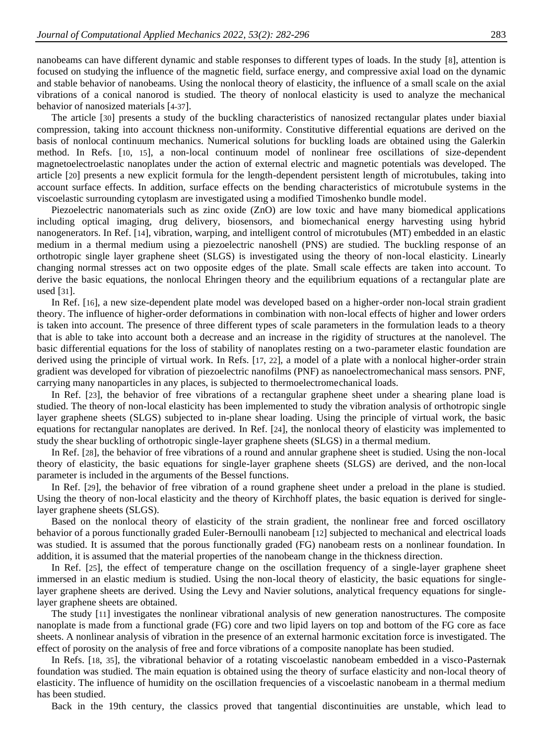nanobeams can have different dynamic and stable responses to different types of loads. In the study [8], attention is focused on studying the influence of the magnetic field, surface energy, and compressive axial load on the dynamic and stable behavior of nanobeams. Using the nonlocal theory of elasticity, the influence of a small scale on the axial vibrations of a conical nanorod is studied. The theory of nonlocal elasticity is used to analyze the mechanical behavior of nanosized materials [4-37].

The article [30] presents a study of the buckling characteristics of nanosized rectangular plates under biaxial compression, taking into account thickness non-uniformity. Constitutive differential equations are derived on the basis of nonlocal continuum mechanics. Numerical solutions for buckling loads are obtained using the Galerkin method. In Refs. [10, 15], a non-local continuum model of nonlinear free oscillations of size-dependent magnetoelectroelastic nanoplates under the action of external electric and magnetic potentials was developed. The article [20] presents a new explicit formula for the length-dependent persistent length of microtubules, taking into account surface effects. In addition, surface effects on the bending characteristics of microtubule systems in the viscoelastic surrounding cytoplasm are investigated using a modified Timoshenko bundle model.

Piezoelectric nanomaterials such as zinc oxide (ZnO) are low toxic and have many biomedical applications including optical imaging, drug delivery, biosensors, and biomechanical energy harvesting using hybrid nanogenerators. In Ref. [14], vibration, warping, and intelligent control of microtubules (MT) embedded in an elastic medium in a thermal medium using a piezoelectric nanoshell (PNS) are studied. The buckling response of an orthotropic single layer graphene sheet (SLGS) is investigated using the theory of non-local elasticity. Linearly changing normal stresses act on two opposite edges of the plate. Small scale effects are taken into account. To derive the basic equations, the nonlocal Ehringen theory and the equilibrium equations of a rectangular plate are used [31].

In Ref. [16], a new size-dependent plate model was developed based on a higher-order non-local strain gradient theory. The influence of higher-order deformations in combination with non-local effects of higher and lower orders is taken into account. The presence of three different types of scale parameters in the formulation leads to a theory that is able to take into account both a decrease and an increase in the rigidity of structures at the nanolevel. The basic differential equations for the loss of stability of nanoplates resting on a two-parameter elastic foundation are derived using the principle of virtual work. In Refs. [17, 22], a model of a plate with a nonlocal higher-order strain gradient was developed for vibration of piezoelectric nanofilms (PNF) as nanoelectromechanical mass sensors. PNF, carrying many nanoparticles in any places, is subjected to thermoelectromechanical loads.

In Ref. [23], the behavior of free vibrations of a rectangular graphene sheet under a shearing plane load is studied. The theory of non-local elasticity has been implemented to study the vibration analysis of orthotropic single layer graphene sheets (SLGS) subjected to in-plane shear loading. Using the principle of virtual work, the basic equations for rectangular nanoplates are derived. In Ref. [24], the nonlocal theory of elasticity was implemented to study the shear buckling of orthotropic single-layer graphene sheets (SLGS) in a thermal medium.

In Ref. [28], the behavior of free vibrations of a round and annular graphene sheet is studied. Using the non-local theory of elasticity, the basic equations for single-layer graphene sheets (SLGS) are derived, and the non-local parameter is included in the arguments of the Bessel functions.

In Ref. [29], the behavior of free vibration of a round graphene sheet under a preload in the plane is studied. Using the theory of non-local elasticity and the theory of Kirchhoff plates, the basic equation is derived for single-layer graphene sheets (SLGS).

Based on the nonlocal theory of elasticity of the strain gradient, the nonlinear free and forced oscillatory behavior of a porous functionally graded Euler-Bernoulli nanobeam [12] subjected to mechanical and electrical loads was studied. It is assumed that the porous functionally graded (FG) nanobeam rests on a nonlinear foundation. In addition, it is assumed that the material properties of the nanobeam change in the thickness direction.

In Ref. [25], the effect of temperature change on the oscillation frequency of a single-layer graphene sheet immersed in an elastic medium is studied. Using the non-local theory of elasticity, the basic equations for single-layer graphene sheets are derived. Using the Levy and Navier solutions, analytical frequency equations for single-layer graphene sheets are obtained.

The study [11] investigates the nonlinear vibrational analysis of new generation nanostructures. The composite nanoplate is made from a functional grade (FG) core and two lipid layers on top and bottom of the FG core as face sheets. A nonlinear analysis of vibration in the presence of an external harmonic excitation force is investigated. The effect of porosity on the analysis of free and force vibrations of a composite nanoplate has been studied.

In Refs. [18, 35], the vibrational behavior of a rotating viscoelastic nanobeam embedded in a visco-Pasternak foundation was studied. The main equation is obtained using the theory of surface elasticity and non-local theory of elasticity. The influence of humidity on the oscillation frequencies of a viscoelastic nanobeam in a thermal medium has been studied.

Back in the 19th century, the classics proved that tangential discontinuities are unstable, which lead to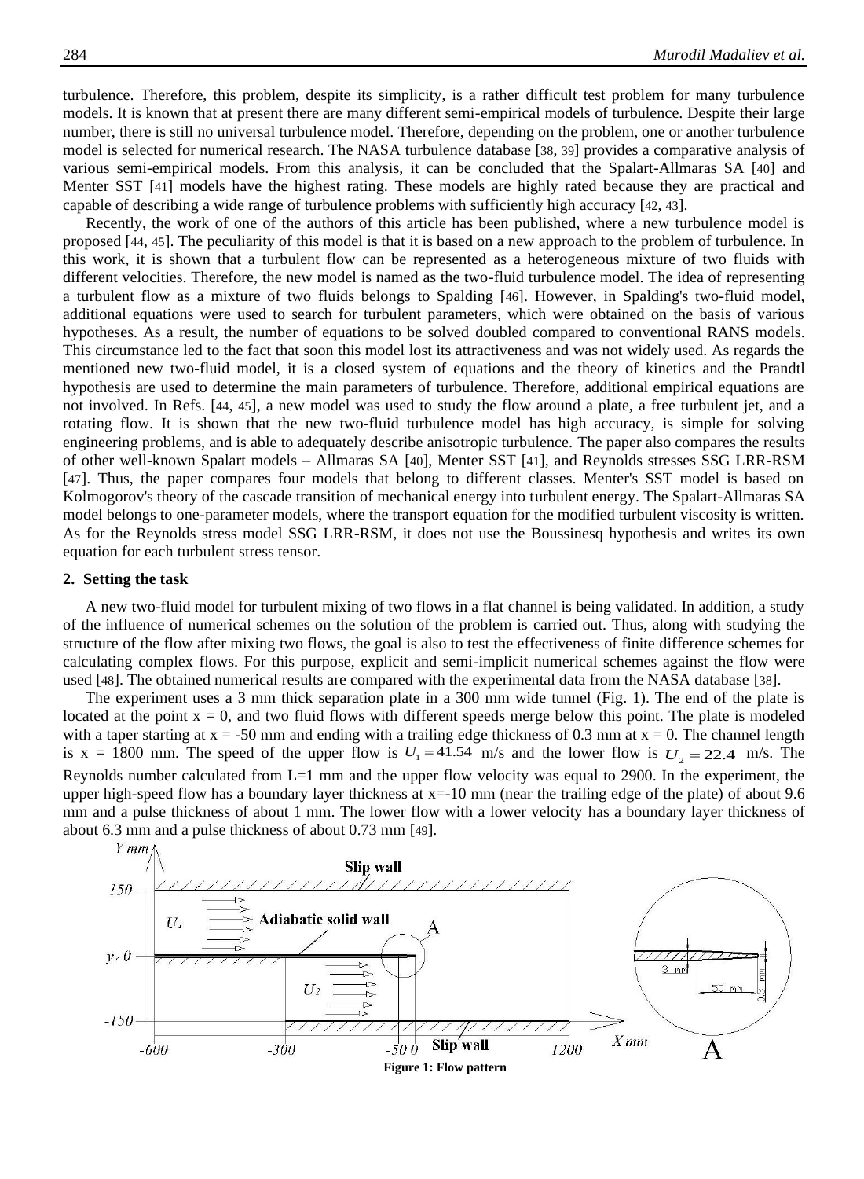turbulence. Therefore, this problem, despite its simplicity, is a rather difficult test problem for many turbulence models. It is known that at present there are many different semi-empirical models of turbulence. Despite their large number, there is still no universal turbulence model. Therefore, depending on the problem, one or another turbulence model is selected for numerical research. The NASA turbulence database [38, 39] provides a comparative analysis of various semi-empirical models. From this analysis, it can be concluded that the Spalart-Allmaras SA [40] and Menter SST [41] models have the highest rating. These models are highly rated because they are practical and capable of describing a wide range of turbulence problems with sufficiently high accuracy [42, 43].

Recently, the work of one of the authors of this article has been published, where a new turbulence model is proposed [44, 45]. The peculiarity of this model is that it is based on a new approach to the problem of turbulence. In this work, it is shown that a turbulent flow can be represented as a heterogeneous mixture of two fluids with different velocities. Therefore, the new model is named as the two-fluid turbulence model. The idea of representing a turbulent flow as a mixture of two fluids belongs to Spalding [46]. However, in Spalding's two-fluid model, additional equations were used to search for turbulent parameters, which were obtained on the basis of various hypotheses. As a result, the number of equations to be solved doubled compared to conventional RANS models. This circumstance led to the fact that soon this model lost its attractiveness and was not widely used. As regards the mentioned new two-fluid model, it is a closed system of equations and the theory of kinetics and the Prandtl hypothesis are used to determine the main parameters of turbulence. Therefore, additional empirical equations are not involved. In Refs. [44, 45], a new model was used to study the flow around a plate, a free turbulent jet, and a rotating flow. It is shown that the new two-fluid turbulence model has high accuracy, is simple for solving engineering problems, and is able to adequately describe anisotropic turbulence. The paper also compares the results of other well-known Spalart models – Allmaras SA [40], Menter SST [41], and Reynolds stresses SSG LRR-RSM [47]. Thus, the paper compares four models that belong to different classes. Menter's SST model is based on Kolmogorov's theory of the cascade transition of mechanical energy into turbulent energy. The Spalart-Allmaras SA model belongs to one-parameter models, where the transport equation for the modified turbulent viscosity is written. As for the Reynolds stress model SSG LRR-RSM, it does not use the Boussinesq hypothesis and writes its own equation for each turbulent stress tensor.

## 2. Setting the task

A new two-fluid model for turbulent mixing of two flows in a flat channel is being validated. In addition, a study of the influence of numerical schemes on the solution of the problem is carried out. Thus, along with studying the structure of the flow after mixing two flows, the goal is also to test the effectiveness of finite difference schemes for calculating complex flows. For this purpose, explicit and semi-implicit numerical schemes against the flow were used [48]. The obtained numerical results are compared with the experimental data from the NASA database [38].

The experiment uses a 3 mm thick separation plate in a 300 mm wide tunnel (Fig. 1). The end of the plate is located at the point x = 0, and two fluid flows with different speeds merge below this point. The plate is modeled with a taper starting at x = -50 mm and ending with a trailing edge thickness of 0.3 mm at x = 0. The channel length is x = 1800 mm. The speed of the upper flow is $U_1 = 41.54$ m/s and the lower flow is $U_2 = 22.4$ m/s. The Reynolds number calculated from L=1 mm and the upper flow velocity was equal to 2900. In the experiment, the upper high-speed flow has a boundary layer thickness at x=-10 mm (near the trailing edge of the plate) of about 9.6 mm and a pulse thickness of about 1 mm. The lower flow with a lower velocity has a boundary layer thickness of about 6.3 mm and a pulse thickness of about 0.73 mm [49].

**Figure 1: Flow pattern**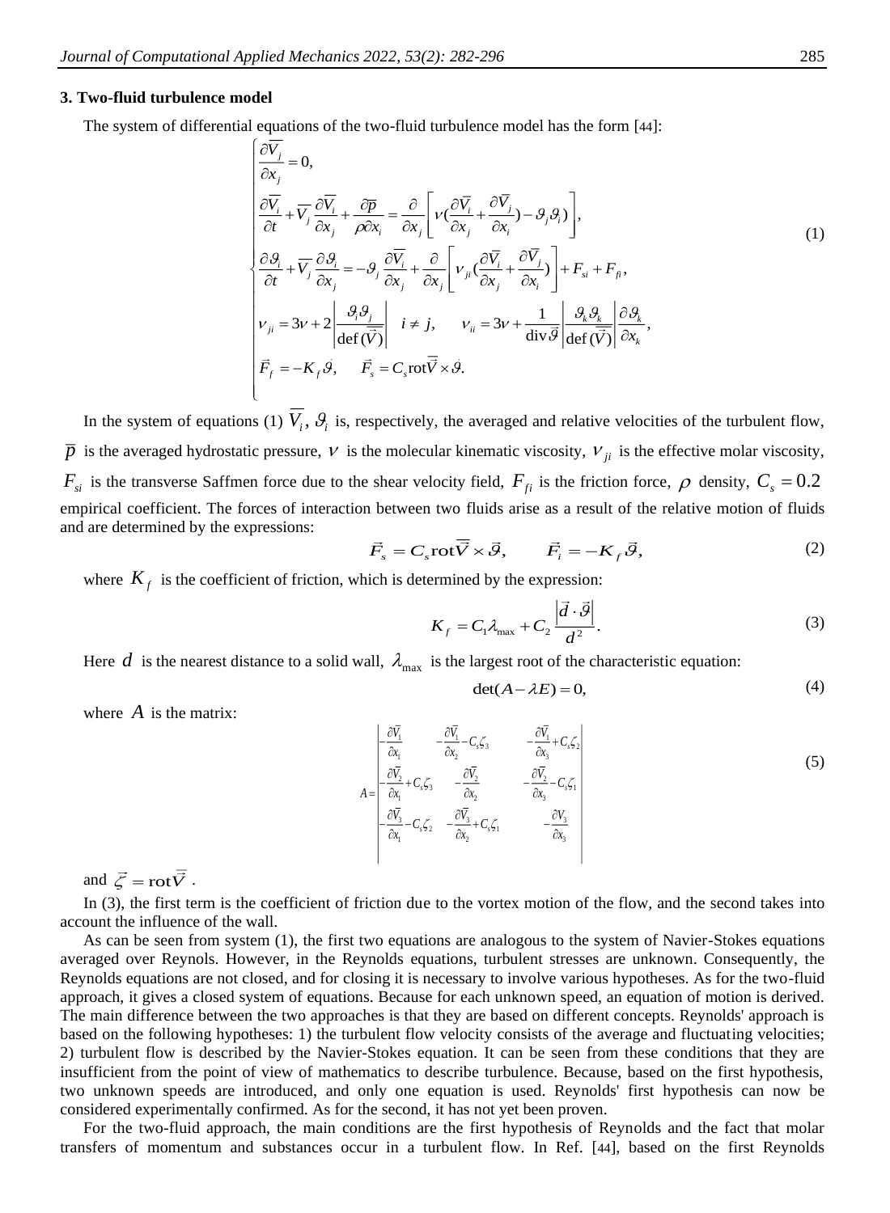### 3. Two-fluid turbulence model

The system of differential equations of the two-fluid turbulence model has the form [44]:

$$
\begin{cases}
\dfrac{\partial \overline{V_j}}{\partial x_j} = 0, \\
\dfrac{\partial \overline{V_i}}{\partial t} + \overline{V_j}\dfrac{\partial \overline{V_i}}{\partial x_j} + \dfrac{\partial \overline{p}}{\rho \partial x_i} = \dfrac{\partial}{\partial x_j}\left[\nu\left(\dfrac{\partial \overline{V_i}}{\partial x_j} + \dfrac{\partial \overline{V_j}}{\partial x_i}\right) - \vartheta_j \vartheta_i\right], \\
\dfrac{\partial \vartheta_i}{\partial t} + \overline{V_j}\dfrac{\partial \vartheta_i}{\partial x_j} = -\vartheta_j \dfrac{\partial \overline{V_i}}{\partial x_j} + \dfrac{\partial}{\partial x_j}\left[\nu_{ji}\left(\dfrac{\partial \overline{V_i}}{\partial x_j} + \dfrac{\partial \overline{V_j}}{\partial x_i}\right)\right] + F_{si} + F_{fi}, \\
\nu_{ji} = 3\nu + 2\left|\dfrac{\vartheta_i \vartheta_j}{\operatorname{def}(\overline{\vec{V}})}\right| \quad i \neq j, \qquad \nu_{ii} = 3\nu + \dfrac{1}{\operatorname{div}\vec{\vartheta}}\left|\dfrac{\vartheta_k \vartheta_k}{\operatorname{def}(\overline{\vec{V}})}\right|\dfrac{\partial \vartheta_k}{\partial x_k}, \\
\vec{F}_f = -K_f \vec{\vartheta}, \qquad \vec{F}_s = C_s \operatorname{rot}\overline{\vec{V}} \times \vec{\vartheta}.
\end{cases}
\tag{1}
$$

In the system of equations (1) $\overline{V_i}$, $\vartheta_i$ is, respectively, the averaged and relative velocities of the turbulent flow, $\overline{p}$ is the averaged hydrostatic pressure, $\nu$ is the molecular kinematic viscosity, $\nu_{ji}$ is the effective molar viscosity, $F_{si}$ is the transverse Saffmen force due to the shear velocity field, $F_{fi}$ is the friction force, $\rho$ density, $C_s = 0.2$ empirical coefficient. The forces of interaction between two fluids arise as a result of the relative motion of fluids and are determined by the expressions:

$$
\vec{F}_s = C_s \operatorname{rot}\overline{\vec{V}} \times \vec{\vartheta}, \qquad \vec{F}_i = -K_f \vec{\vartheta}, \tag{2}
$$

where $K_f$ is the coefficient of friction, which is determined by the expression:

$$
K_f = C_1 \lambda_{\max} + C_2 \frac{\left|\vec{d} \cdot \vec{\vartheta}\right|}{d^2}. \tag{3}
$$

Here $d$ is the nearest distance to a solid wall, $\lambda_{\max}$ is the largest root of the characteristic equation:

$$
\det(A - \lambda E) = 0, \tag{4}
$$

where $A$ is the matrix:

$$
A = \begin{vmatrix}
-\dfrac{\partial \overline{V}_1}{\partial x_1} & -\dfrac{\partial \overline{V}_1}{\partial x_2} - C_s \zeta_3 & -\dfrac{\partial \overline{V}_1}{\partial x_3} + C_s \zeta_2 \\
-\dfrac{\partial \overline{V}_2}{\partial x_1} + C_s \zeta_3 & -\dfrac{\partial \overline{V}_2}{\partial x_2} & -\dfrac{\partial \overline{V}_2}{\partial x_3} - C_s \zeta_1 \\
-\dfrac{\partial \overline{V}_3}{\partial x_1} - C_s \zeta_2 & -\dfrac{\partial \overline{V}_3}{\partial x_2} + C_s \zeta_1 & -\dfrac{\partial V_3}{\partial x_3}
\end{vmatrix}
\tag{5}
$$

and $\vec{\zeta} = \operatorname{rot}\overline{\vec{V}}$.

In (3), the first term is the coefficient of friction due to the vortex motion of the flow, and the second takes into account the influence of the wall.

As can be seen from system (1), the first two equations are analogous to the system of Navier-Stokes equations averaged over Reynols. However, in the Reynolds equations, turbulent stresses are unknown. Consequently, the Reynolds equations are not closed, and for closing it is necessary to involve various hypotheses. As for the two-fluid approach, it gives a closed system of equations. Because for each unknown speed, an equation of motion is derived. The main difference between the two approaches is that they are based on different concepts. Reynolds' approach is based on the following hypotheses: 1) the turbulent flow velocity consists of the average and fluctuating velocities; 2) turbulent flow is described by the Navier-Stokes equation. It can be seen from these conditions that they are insufficient from the point of view of mathematics to describe turbulence. Because, based on the first hypothesis, two unknown speeds are introduced, and only one equation is used. Reynolds' first hypothesis can now be considered experimentally confirmed. As for the second, it has not yet been proven.

For the two-fluid approach, the main conditions are the first hypothesis of Reynolds and the fact that molar transfers of momentum and substances occur in a turbulent flow. In Ref. [44], based on the first Reynolds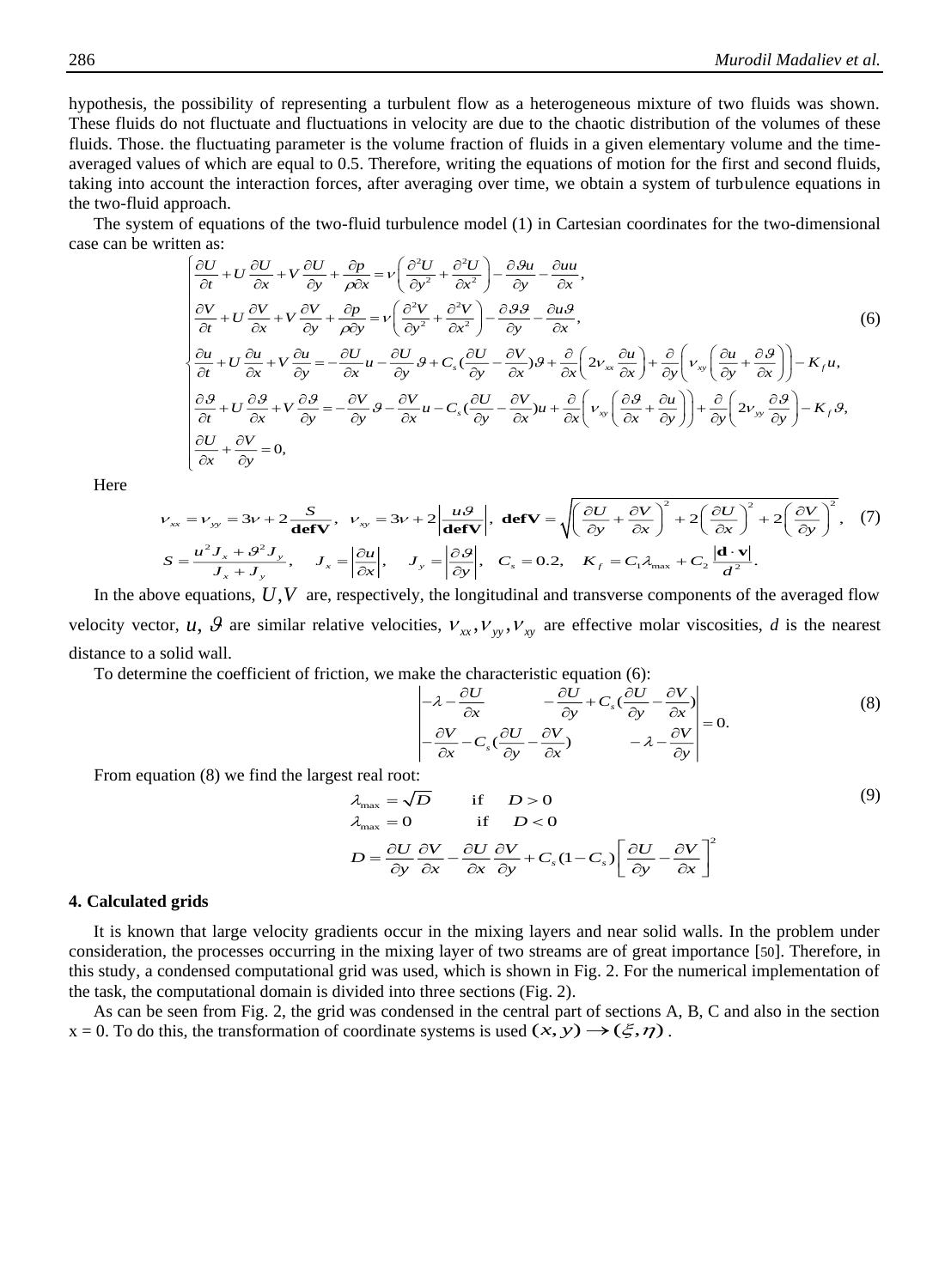hypothesis, the possibility of representing a turbulent flow as a heterogeneous mixture of two fluids was shown. These fluids do not fluctuate and fluctuations in velocity are due to the chaotic distribution of the volumes of these fluids. Those. the fluctuating parameter is the volume fraction of fluids in a given elementary volume and the time-averaged values of which are equal to 0.5. Therefore, writing the equations of motion for the first and second fluids, taking into account the interaction forces, after averaging over time, we obtain a system of turbulence equations in the two-fluid approach.

The system of equations of the two-fluid turbulence model (1) in Cartesian coordinates for the two-dimensional case can be written as:

$$
\begin{cases}
\dfrac{\partial U}{\partial t}+U\dfrac{\partial U}{\partial x}+V\dfrac{\partial U}{\partial y}+\dfrac{\partial p}{\rho\partial x}=\nu\left(\dfrac{\partial^2 U}{\partial y^2}+\dfrac{\partial^2 U}{\partial x^2}\right)-\dfrac{\partial \vartheta u}{\partial y}-\dfrac{\partial uu}{\partial x},\\
\dfrac{\partial V}{\partial t}+U\dfrac{\partial V}{\partial x}+V\dfrac{\partial V}{\partial y}+\dfrac{\partial p}{\rho\partial y}=\nu\left(\dfrac{\partial^2 V}{\partial y^2}+\dfrac{\partial^2 V}{\partial x^2}\right)-\dfrac{\partial \vartheta\vartheta}{\partial y}-\dfrac{\partial u\vartheta}{\partial x},\\
\dfrac{\partial u}{\partial t}+U\dfrac{\partial u}{\partial x}+V\dfrac{\partial u}{\partial y}=-\dfrac{\partial U}{\partial x}u-\dfrac{\partial U}{\partial y}\vartheta+C_s\left(\dfrac{\partial U}{\partial y}-\dfrac{\partial V}{\partial x}\right)\vartheta+\dfrac{\partial}{\partial x}\left(2\nu_{xx}\dfrac{\partial u}{\partial x}\right)+\dfrac{\partial}{\partial y}\left(\nu_{xy}\left(\dfrac{\partial u}{\partial y}+\dfrac{\partial \vartheta}{\partial x}\right)\right)-K_f u,\\
\dfrac{\partial \vartheta}{\partial t}+U\dfrac{\partial \vartheta}{\partial x}+V\dfrac{\partial \vartheta}{\partial y}=-\dfrac{\partial V}{\partial y}\vartheta-\dfrac{\partial V}{\partial x}u-C_s\left(\dfrac{\partial U}{\partial y}-\dfrac{\partial V}{\partial x}\right)u+\dfrac{\partial}{\partial x}\left(\nu_{xy}\left(\dfrac{\partial \vartheta}{\partial x}+\dfrac{\partial u}{\partial y}\right)\right)+\dfrac{\partial}{\partial y}\left(2\nu_{yy}\dfrac{\partial \vartheta}{\partial y}\right)-K_f\vartheta,\\
\dfrac{\partial U}{\partial x}+\dfrac{\partial V}{\partial y}=0,
\end{cases}
\tag{6}
$$

Here

$$
\nu_{xx}=\nu_{yy}=3\nu+2\frac{S}{\mathbf{defV}},\quad \nu_{xy}=3\nu+2\left|\frac{u\vartheta}{\mathbf{defV}}\right|,\quad \mathbf{defV}=\sqrt{\left(\frac{\partial U}{\partial y}+\frac{\partial V}{\partial x}\right)^2+2\left(\frac{\partial U}{\partial x}\right)^2+2\left(\frac{\partial V}{\partial y}\right)^2},
\tag{7}
$$

$$
S=\frac{u^2J_x+\vartheta^2J_y}{J_x+J_y},\quad J_x=\left|\frac{\partial u}{\partial x}\right|,\quad J_y=\left|\frac{\partial \vartheta}{\partial y}\right|,\quad C_s=0.2,\quad K_f=C_1\lambda_{\max}+C_2\frac{|\mathbf{d}\cdot\mathbf{v}|}{d^2}.
$$

In the above equations, $U,V$ are, respectively, the longitudinal and transverse components of the averaged flow velocity vector, $u$, $\vartheta$ are similar relative velocities, $\nu_{xx},\nu_{yy},\nu_{xy}$ are effective molar viscosities, $d$ is the nearest distance to a solid wall.

To determine the coefficient of friction, we make the characteristic equation (6):

$$
\begin{vmatrix}
-\lambda-\dfrac{\partial U}{\partial x} & -\dfrac{\partial U}{\partial y}+C_s\left(\dfrac{\partial U}{\partial y}-\dfrac{\partial V}{\partial x}\right)\\
-\dfrac{\partial V}{\partial x}-C_s\left(\dfrac{\partial U}{\partial y}-\dfrac{\partial V}{\partial x}\right) & -\lambda-\dfrac{\partial V}{\partial y}
\end{vmatrix}=0.
\tag{8}
$$

From equation (8) we find the largest real root:

$$
\begin{aligned}
&\lambda_{\max}=\sqrt{D} \qquad \text{if} \quad D>0\\
&\lambda_{\max}=0 \qquad \text{if} \quad D<0\\
&D=\frac{\partial U}{\partial y}\frac{\partial V}{\partial x}-\frac{\partial U}{\partial x}\frac{\partial V}{\partial y}+C_s(1-C_s)\left[\frac{\partial U}{\partial y}-\frac{\partial V}{\partial x}\right]^2
\end{aligned}
\tag{9}
$$

## 4. Calculated grids

It is known that large velocity gradients occur in the mixing layers and near solid walls. In the problem under consideration, the processes occurring in the mixing layer of two streams are of great importance [50]. Therefore, in this study, a condensed computational grid was used, which is shown in Fig. 2. For the numerical implementation of the task, the computational domain is divided into three sections (Fig. 2).

As can be seen from Fig. 2, the grid was condensed in the central part of sections A, B, C and also in the section x = 0. To do this, the transformation of coordinate systems is used $(x,y)\rightarrow(\xi,\eta)$.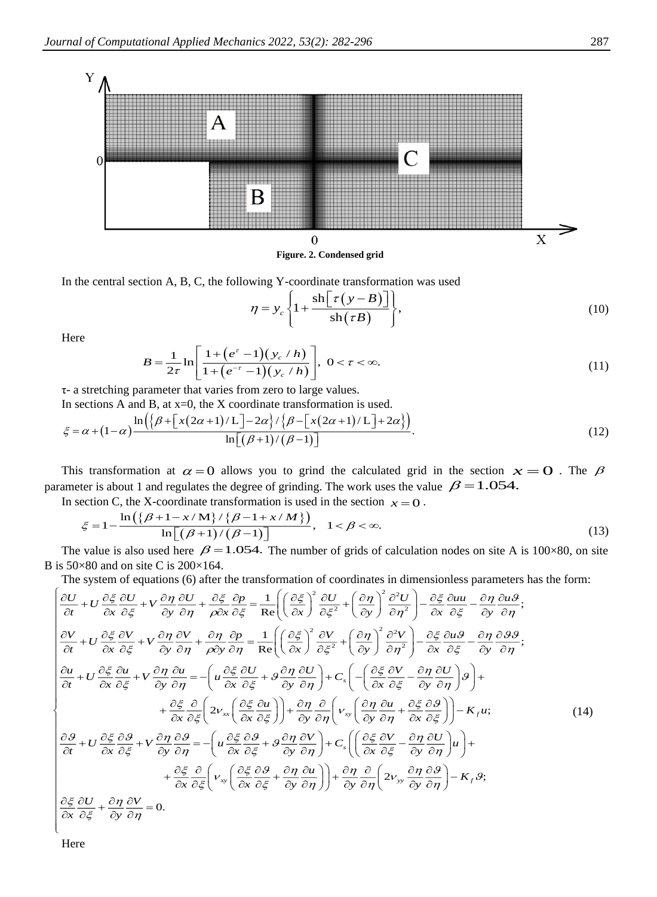Figure. 2. Condensed grid

In the central section A, B, C, the following Y-coordinate transformation was used

$$\eta = y_c \left\{ 1 + \frac{\mathrm{sh}\left[\tau\left(y - B\right)\right]}{\mathrm{sh}\left(\tau B\right)} \right\}, \tag{10}$$

Here

$$B = \frac{1}{2\tau} \ln \left[ \frac{1 + \left(e^{\tau} - 1\right)\left(y_c / h\right)}{1 + \left(e^{-\tau} - 1\right)\left(y_c / h\right)} \right], \ 0 < \tau < \infty. \tag{11}$$

$\tau$- a stretching parameter that varies from zero to large values.

In sections A and B, at x=0, the X coordinate transformation is used.

$$\xi = \alpha + \left(1 - \alpha\right) \frac{\ln\left(\left\{\beta + \left[x\left(2\alpha + 1\right)/\mathrm{L}\right] - 2\alpha\right\} / \left\{\beta - \left[x\left(2\alpha + 1\right)/\mathrm{L}\right] + 2\alpha\right\}\right)}{\ln\left[\left(\beta + 1\right)/\left(\beta - 1\right)\right]}. \tag{12}$$

This transformation at $\alpha = 0$ allows you to grind the calculated grid in the section $x = 0$. The $\beta$ parameter is about 1 and regulates the degree of grinding. The work uses the value $\beta = 1.054.$

In section C, the X-coordinate transformation is used in the section $x = 0$.

$$\xi = 1 - \frac{\ln\left(\left\{\beta + 1 - x / \mathrm{M}\right\} / \left\{\beta - 1 + x / M\right\}\right)}{\ln\left[\left(\beta + 1\right)/\left(\beta - 1\right)\right]}, \quad 1 < \beta < \infty. \tag{13}$$

The value is also used here $\beta = 1.054.$ The number of grids of calculation nodes on site A is 100×80, on site B is 50×80 and on site C is 200×164.

The system of equations (6) after the transformation of coordinates in dimensionless parameters has the form:

$$\begin{cases}
\dfrac{\partial U}{\partial t} + U\dfrac{\partial \xi}{\partial x}\dfrac{\partial U}{\partial \xi} + V\dfrac{\partial \eta}{\partial y}\dfrac{\partial U}{\partial \eta} + \dfrac{\partial \xi}{\rho \partial x}\dfrac{\partial p}{\partial \xi} = \dfrac{1}{\mathrm{Re}}\left(\left(\dfrac{\partial \xi}{\partial x}\right)^2 \dfrac{\partial U}{\partial \xi^2} + \left(\dfrac{\partial \eta}{\partial y}\right)^2 \dfrac{\partial^2 U}{\partial \eta^2}\right) - \dfrac{\partial \xi}{\partial x}\dfrac{\partial uu}{\partial \xi} - \dfrac{\partial \eta}{\partial y}\dfrac{\partial u\vartheta}{\partial \eta}; \\[2ex]
\dfrac{\partial V}{\partial t} + U\dfrac{\partial \xi}{\partial x}\dfrac{\partial V}{\partial \xi} + V\dfrac{\partial \eta}{\partial y}\dfrac{\partial V}{\partial \eta} + \dfrac{\partial \eta}{\rho \partial y}\dfrac{\partial p}{\partial \eta} = \dfrac{1}{\mathrm{Re}}\left(\left(\dfrac{\partial \xi}{\partial x}\right)^2 \dfrac{\partial V}{\partial \xi^2} + \left(\dfrac{\partial \eta}{\partial y}\right)^2 \dfrac{\partial^2 V}{\partial \eta^2}\right) - \dfrac{\partial \xi}{\partial x}\dfrac{\partial u\vartheta}{\partial \xi} - \dfrac{\partial \eta}{\partial y}\dfrac{\partial \vartheta\vartheta}{\partial \eta}; \\[2ex]
\dfrac{\partial u}{\partial t} + U\dfrac{\partial \xi}{\partial x}\dfrac{\partial u}{\partial \xi} + V\dfrac{\partial \eta}{\partial y}\dfrac{\partial u}{\partial \eta} = -\left(u\dfrac{\partial \xi}{\partial x}\dfrac{\partial U}{\partial \xi} + \vartheta\dfrac{\partial \eta}{\partial y}\dfrac{\partial U}{\partial \eta}\right) + C_s\left(-\left(\dfrac{\partial \xi}{\partial x}\dfrac{\partial V}{\partial \xi} - \dfrac{\partial \eta}{\partial y}\dfrac{\partial U}{\partial \eta}\right)\vartheta\right) + \\[2ex]
\qquad + \dfrac{\partial \xi}{\partial x}\dfrac{\partial}{\partial \xi}\left(2\nu_{xx}\left(\dfrac{\partial \xi}{\partial x}\dfrac{\partial u}{\partial \xi}\right)\right) + \dfrac{\partial \eta}{\partial y}\dfrac{\partial}{\partial \eta}\left(\nu_{xy}\left(\dfrac{\partial \eta}{\partial y}\dfrac{\partial u}{\partial \eta} + \dfrac{\partial \xi}{\partial x}\dfrac{\partial \vartheta}{\partial \xi}\right)\right) - K_f u; \\[2ex]
\dfrac{\partial \vartheta}{\partial t} + U\dfrac{\partial \xi}{\partial x}\dfrac{\partial \vartheta}{\partial \xi} + V\dfrac{\partial \eta}{\partial y}\dfrac{\partial \vartheta}{\partial \eta} = -\left(u\dfrac{\partial \xi}{\partial x}\dfrac{\partial \vartheta}{\partial \xi} + \vartheta\dfrac{\partial \eta}{\partial y}\dfrac{\partial V}{\partial \eta}\right) + C_s\left(\left(\dfrac{\partial \xi}{\partial x}\dfrac{\partial V}{\partial \xi} - \dfrac{\partial \eta}{\partial y}\dfrac{\partial U}{\partial \eta}\right)u\right) + \\[2ex]
\qquad + \dfrac{\partial \xi}{\partial x}\dfrac{\partial}{\partial \xi}\left(\nu_{xy}\left(\dfrac{\partial \xi}{\partial x}\dfrac{\partial \vartheta}{\partial \xi} + \dfrac{\partial \eta}{\partial y}\dfrac{\partial u}{\partial \eta}\right)\right) + \dfrac{\partial \eta}{\partial y}\dfrac{\partial}{\partial \eta}\left(2\nu_{yy}\dfrac{\partial \eta}{\partial y}\dfrac{\partial \vartheta}{\partial \eta}\right) - K_f \vartheta; \\[2ex]
\dfrac{\partial \xi}{\partial x}\dfrac{\partial U}{\partial \xi} + \dfrac{\partial \eta}{\partial y}\dfrac{\partial V}{\partial \eta} = 0.
\end{cases} \tag{14}$$

Here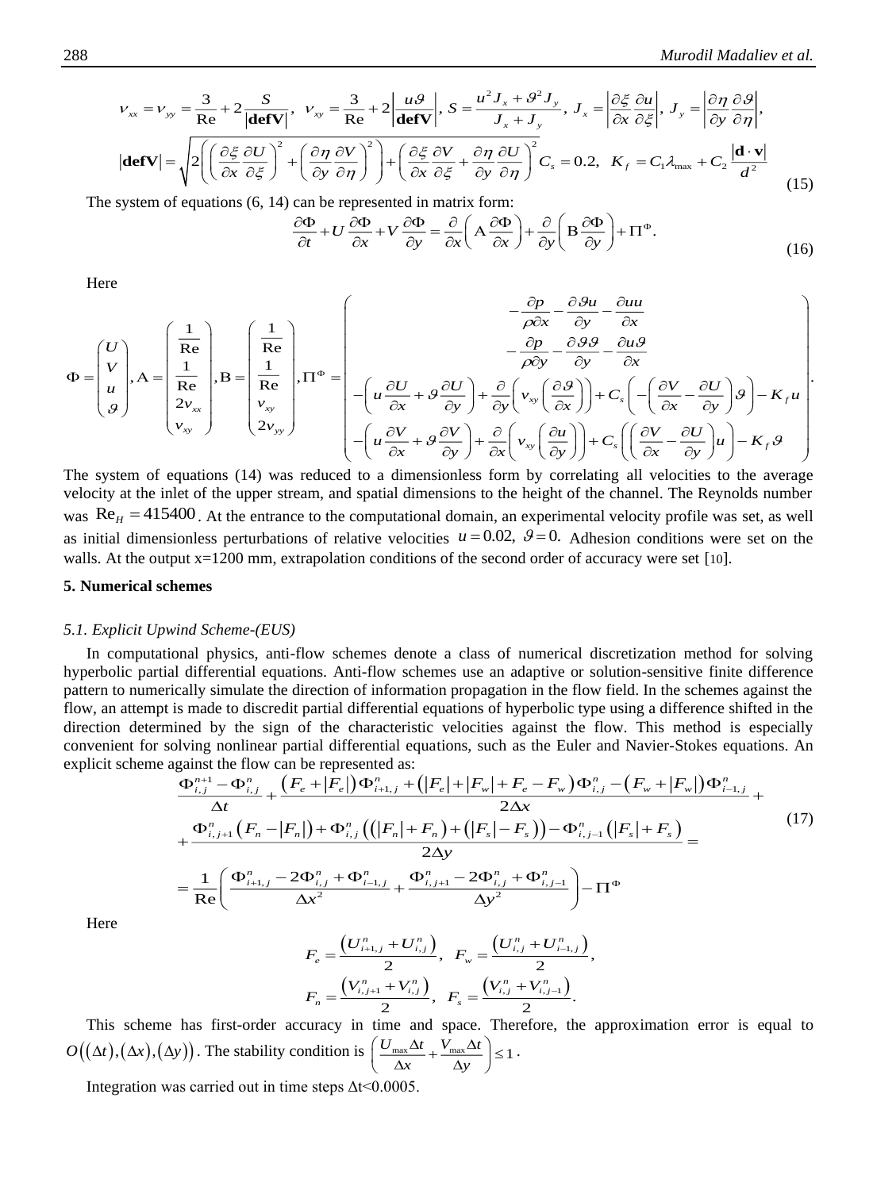$$\nu_{xx}=\nu_{yy}=\frac{3}{\mathrm{Re}}+2\frac{S}{|\mathbf{defV}|},\;\; \nu_{xy}=\frac{3}{\mathrm{Re}}+2\left|\frac{u\vartheta}{\mathbf{defV}}\right|,\; S=\frac{u^2J_x+\vartheta^2J_y}{J_x+J_y},\; J_x=\left|\frac{\partial\xi}{\partial x}\frac{\partial u}{\partial\xi}\right|,\; J_y=\left|\frac{\partial\eta}{\partial y}\frac{\partial\vartheta}{\partial\eta}\right|,$$

$$|\mathbf{defV}|=\sqrt{2\left(\left(\frac{\partial\xi}{\partial x}\frac{\partial U}{\partial\xi}\right)^2+\left(\frac{\partial\eta}{\partial y}\frac{\partial V}{\partial\eta}\right)^2\right)+\left(\frac{\partial\xi}{\partial x}\frac{\partial V}{\partial\xi}+\frac{\partial\eta}{\partial y}\frac{\partial U}{\partial\eta}\right)^2}\; C_s=0.2,\;\; K_f=C_1\lambda_{\max}+C_2\frac{|\mathbf{d}\cdot\mathbf{v}|}{d^2} \tag{15}$$

The system of equations (6, 14) can be represented in matrix form:

$$\frac{\partial\Phi}{\partial t}+U\frac{\partial\Phi}{\partial x}+V\frac{\partial\Phi}{\partial y}=\frac{\partial}{\partial x}\left(\mathrm{A}\frac{\partial\Phi}{\partial x}\right)+\frac{\partial}{\partial y}\left(\mathrm{B}\frac{\partial\Phi}{\partial y}\right)+\Pi^{\Phi}. \tag{16}$$

Here

$$\Phi=\begin{pmatrix}U\\V\\u\\\vartheta\end{pmatrix},\mathrm{A}=\begin{pmatrix}\frac{1}{\mathrm{Re}}\\\frac{1}{\mathrm{Re}}\\2\nu_{xx}\\\nu_{xy}\end{pmatrix},\mathrm{B}=\begin{pmatrix}\frac{1}{\mathrm{Re}}\\\frac{1}{\mathrm{Re}}\\\nu_{xy}\\2\nu_{yy}\end{pmatrix},\Pi^{\Phi}=\begin{pmatrix}-\frac{\partial p}{\rho\partial x}-\frac{\partial\vartheta u}{\partial y}-\frac{\partial uu}{\partial x}\\-\frac{\partial p}{\rho\partial y}-\frac{\partial\vartheta\vartheta}{\partial y}-\frac{\partial u\vartheta}{\partial x}\\-\left(u\frac{\partial U}{\partial x}+\vartheta\frac{\partial U}{\partial y}\right)+\frac{\partial}{\partial y}\left(\nu_{xy}\left(\frac{\partial\vartheta}{\partial x}\right)\right)+C_s\left(-\left(\frac{\partial V}{\partial x}-\frac{\partial U}{\partial y}\right)\vartheta\right)-K_fu\\-\left(u\frac{\partial V}{\partial x}+\vartheta\frac{\partial V}{\partial y}\right)+\frac{\partial}{\partial x}\left(\nu_{xy}\left(\frac{\partial u}{\partial y}\right)\right)+C_s\left(\left(\frac{\partial V}{\partial x}-\frac{\partial U}{\partial y}\right)u\right)-K_f\vartheta\end{pmatrix}.$$

The system of equations (14) was reduced to a dimensionless form by correlating all velocities to the average velocity at the inlet of the upper stream, and spatial dimensions to the height of the channel. The Reynolds number was $\mathrm{Re}_H=415400$. At the entrance to the computational domain, an experimental velocity profile was set, as well as initial dimensionless perturbations of relative velocities $u=0.02,\ \vartheta=0.$ Adhesion conditions were set on the walls. At the output x=1200 mm, extrapolation conditions of the second order of accuracy were set [10].

## 5. Numerical schemes

### *5.1. Explicit Upwind Scheme-(EUS)*

In computational physics, anti-flow schemes denote a class of numerical discretization method for solving hyperbolic partial differential equations. Anti-flow schemes use an adaptive or solution-sensitive finite difference pattern to numerically simulate the direction of information propagation in the flow field. In the schemes against the flow, an attempt is made to discredit partial differential equations of hyperbolic type using a difference shifted in the direction determined by the sign of the characteristic velocities against the flow. This method is especially convenient for solving nonlinear partial differential equations, such as the Euler and Navier-Stokes equations. An explicit scheme against the flow can be represented as:

$$\begin{aligned}&\frac{\Phi_{i,j}^{n+1}-\Phi_{i,j}^{n}}{\Delta t}+\frac{\left(F_e+|F_e|\right)\Phi_{i+1,j}^{n}+\left(|F_e|+|F_w|+F_e-F_w\right)\Phi_{i,j}^{n}-\left(F_w+|F_w|\right)\Phi_{i-1,j}^{n}}{2\Delta x}+\\&+\frac{\Phi_{i,j+1}^{n}\left(F_n-|F_n|\right)+\Phi_{i,j}^{n}\left(\left(|F_n|+F_n\right)+\left(|F_s|-F_s\right)\right)-\Phi_{i,j-1}^{n}\left(|F_s|+F_s\right)}{2\Delta y}=\\&=\frac{1}{\mathrm{Re}}\left(\frac{\Phi_{i+1,j}^{n}-2\Phi_{i,j}^{n}+\Phi_{i-1,j}^{n}}{\Delta x^2}+\frac{\Phi_{i,j+1}^{n}-2\Phi_{i,j}^{n}+\Phi_{i,j-1}^{n}}{\Delta y^2}\right)-\Pi^{\Phi}\end{aligned} \tag{17}$$

Here

$$F_e=\frac{\left(U_{i+1,j}^{n}+U_{i,j}^{n}\right)}{2},\;\; F_w=\frac{\left(U_{i,j}^{n}+U_{i-1,j}^{n}\right)}{2},$$
$$F_n=\frac{\left(V_{i,j+1}^{n}+V_{i,j}^{n}\right)}{2},\;\; F_s=\frac{\left(V_{i,j}^{n}+V_{i,j-1}^{n}\right)}{2}.$$

This scheme has first-order accuracy in time and space. Therefore, the approximation error is equal to $O\left((\Delta t),(\Delta x),(\Delta y)\right)$. The stability condition is $\left(\frac{U_{\max}\Delta t}{\Delta x}+\frac{V_{\max}\Delta t}{\Delta y}\right)\le 1$.

Integration was carried out in time steps Δt<0.0005.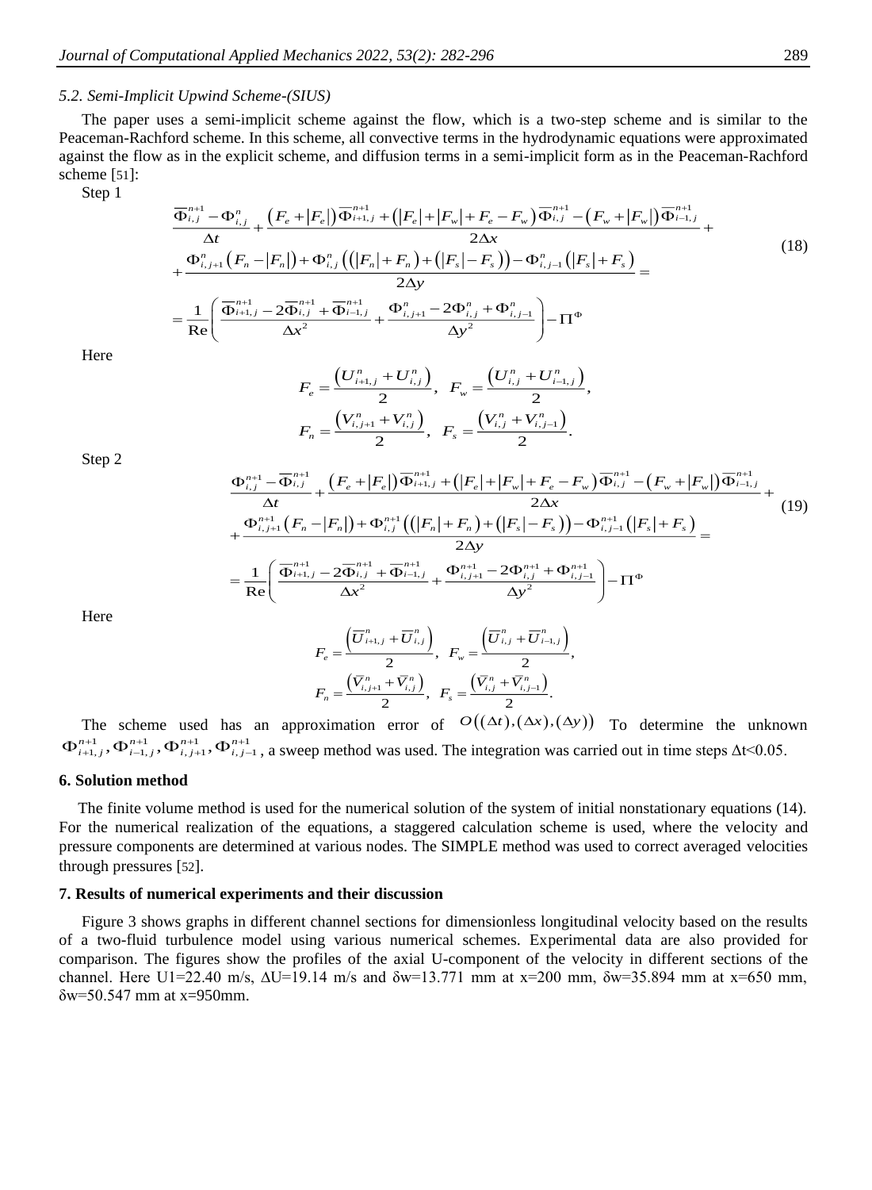### 5.2. Semi-Implicit Upwind Scheme-(SIUS)

The paper uses a semi-implicit scheme against the flow, which is a two-step scheme and is similar to the Peaceman-Rachford scheme. In this scheme, all convective terms in the hydrodynamic equations were approximated against the flow as in the explicit scheme, and diffusion terms in a semi-implicit form as in the Peaceman-Rachford scheme [51]:

Step 1

$$
\begin{aligned}
&\frac{\overline{\Phi}_{i,j}^{n+1}-\Phi_{i,j}^{n}}{\Delta t}+\frac{\left(F_e+|F_e|\right)\overline{\Phi}_{i+1,j}^{n+1}+\left(|F_e|+|F_w|+F_e-F_w\right)\overline{\Phi}_{i,j}^{n+1}-\left(F_w+|F_w|\right)\overline{\Phi}_{i-1,j}^{n+1}}{2\Delta x}+\\
&+\frac{\Phi_{i,j+1}^{n}\left(F_n-|F_n|\right)+\Phi_{i,j}^{n}\left(\left(|F_n|+F_n\right)+\left(|F_s|-F_s\right)\right)-\Phi_{i,j-1}^{n}\left(|F_s|+F_s\right)}{2\Delta y}=\\
&=\frac{1}{\mathrm{Re}}\left(\frac{\overline{\Phi}_{i+1,j}^{n+1}-2\overline{\Phi}_{i,j}^{n+1}+\overline{\Phi}_{i-1,j}^{n+1}}{\Delta x^2}+\frac{\Phi_{i,j+1}^{n}-2\Phi_{i,j}^{n}+\Phi_{i,j-1}^{n}}{\Delta y^2}\right)-\Pi^{\Phi}
\end{aligned}
\tag{18}
$$

Here

$$
F_e=\frac{\left(U_{i+1,j}^{n}+U_{i,j}^{n}\right)}{2},\quad F_w=\frac{\left(U_{i,j}^{n}+U_{i-1,j}^{n}\right)}{2},
$$

$$
F_n=\frac{\left(V_{i,j+1}^{n}+V_{i,j}^{n}\right)}{2},\quad F_s=\frac{\left(V_{i,j}^{n}+V_{i,j-1}^{n}\right)}{2}.
$$

Step 2

$$
\begin{aligned}
&\frac{\Phi_{i,j}^{n+1}-\overline{\Phi}_{i,j}^{n+1}}{\Delta t}+\frac{\left(F_e+|F_e|\right)\overline{\Phi}_{i+1,j}^{n+1}+\left(|F_e|+|F_w|+F_e-F_w\right)\overline{\Phi}_{i,j}^{n+1}-\left(F_w+|F_w|\right)\overline{\Phi}_{i-1,j}^{n+1}}{2\Delta x}+\\
&+\frac{\Phi_{i,j+1}^{n+1}\left(F_n-|F_n|\right)+\Phi_{i,j}^{n+1}\left(\left(|F_n|+F_n\right)+\left(|F_s|-F_s\right)\right)-\Phi_{i,j-1}^{n+1}\left(|F_s|+F_s\right)}{2\Delta y}=\\
&=\frac{1}{\mathrm{Re}}\left(\frac{\overline{\Phi}_{i+1,j}^{n+1}-2\overline{\Phi}_{i,j}^{n+1}+\overline{\Phi}_{i-1,j}^{n+1}}{\Delta x^2}+\frac{\Phi_{i,j+1}^{n+1}-2\Phi_{i,j}^{n+1}+\Phi_{i,j-1}^{n+1}}{\Delta y^2}\right)-\Pi^{\Phi}
\end{aligned}
\tag{19}
$$

Here

$$
F_e=\frac{\left(\overline{U}_{i+1,j}^{n}+\overline{U}_{i,j}^{n}\right)}{2},\quad F_w=\frac{\left(\overline{U}_{i,j}^{n}+\overline{U}_{i-1,j}^{n}\right)}{2},
$$

$$
F_n=\frac{\left(\overline{V}_{i,j+1}^{n}+\overline{V}_{i,j}^{n}\right)}{2},\quad F_s=\frac{\left(\overline{V}_{i,j}^{n}+\overline{V}_{i,j-1}^{n}\right)}{2}.
$$

The scheme used has an approximation error of $O\left((\Delta t),(\Delta x),(\Delta y)\right)$ To determine the unknown $\Phi_{i+1,j}^{n+1},\Phi_{i-1,j}^{n+1},\Phi_{i,j+1}^{n+1},\Phi_{i,j-1}^{n+1}$, a sweep method was used. The integration was carried out in time steps $\Delta t<0.05$.

## 6. Solution method

The finite volume method is used for the numerical solution of the system of initial nonstationary equations (14). For the numerical realization of the equations, a staggered calculation scheme is used, where the velocity and pressure components are determined at various nodes. The SIMPLE method was used to correct averaged velocities through pressures [52].

## 7. Results of numerical experiments and their discussion

Figure 3 shows graphs in different channel sections for dimensionless longitudinal velocity based on the results of a two-fluid turbulence model using various numerical schemes. Experimental data are also provided for comparison. The figures show the profiles of the axial U-component of the velocity in different sections of the channel. Here U1=22.40 m/s, $\Delta$U=19.14 m/s and $\delta$w=13.771 mm at x=200 mm, $\delta$w=35.894 mm at x=650 mm, $\delta$w=50.547 mm at x=950mm.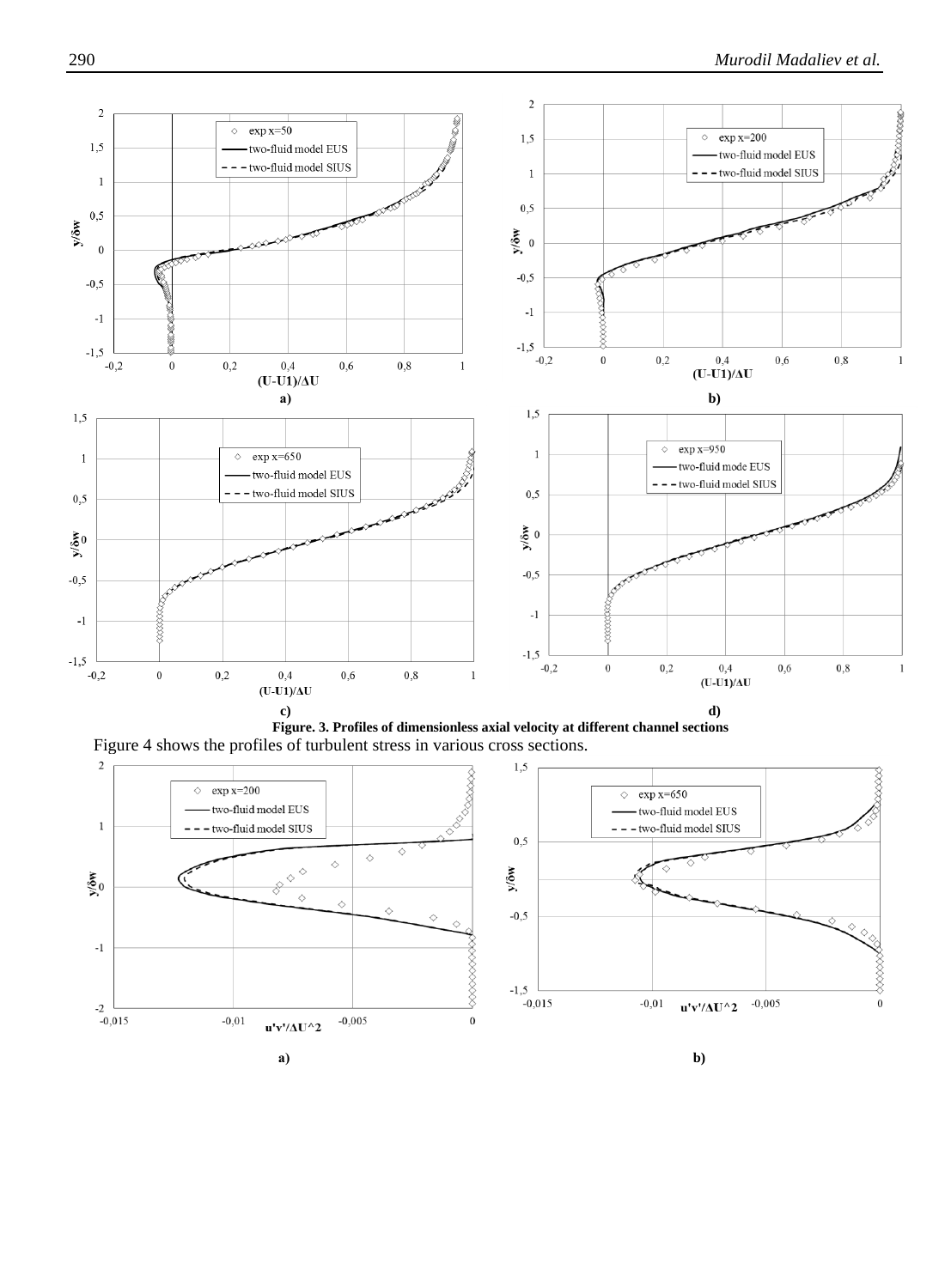Figure. 3. Profiles of dimensionless axial velocity at different channel sections

Figure 4 shows the profiles of turbulent stress in various cross sections.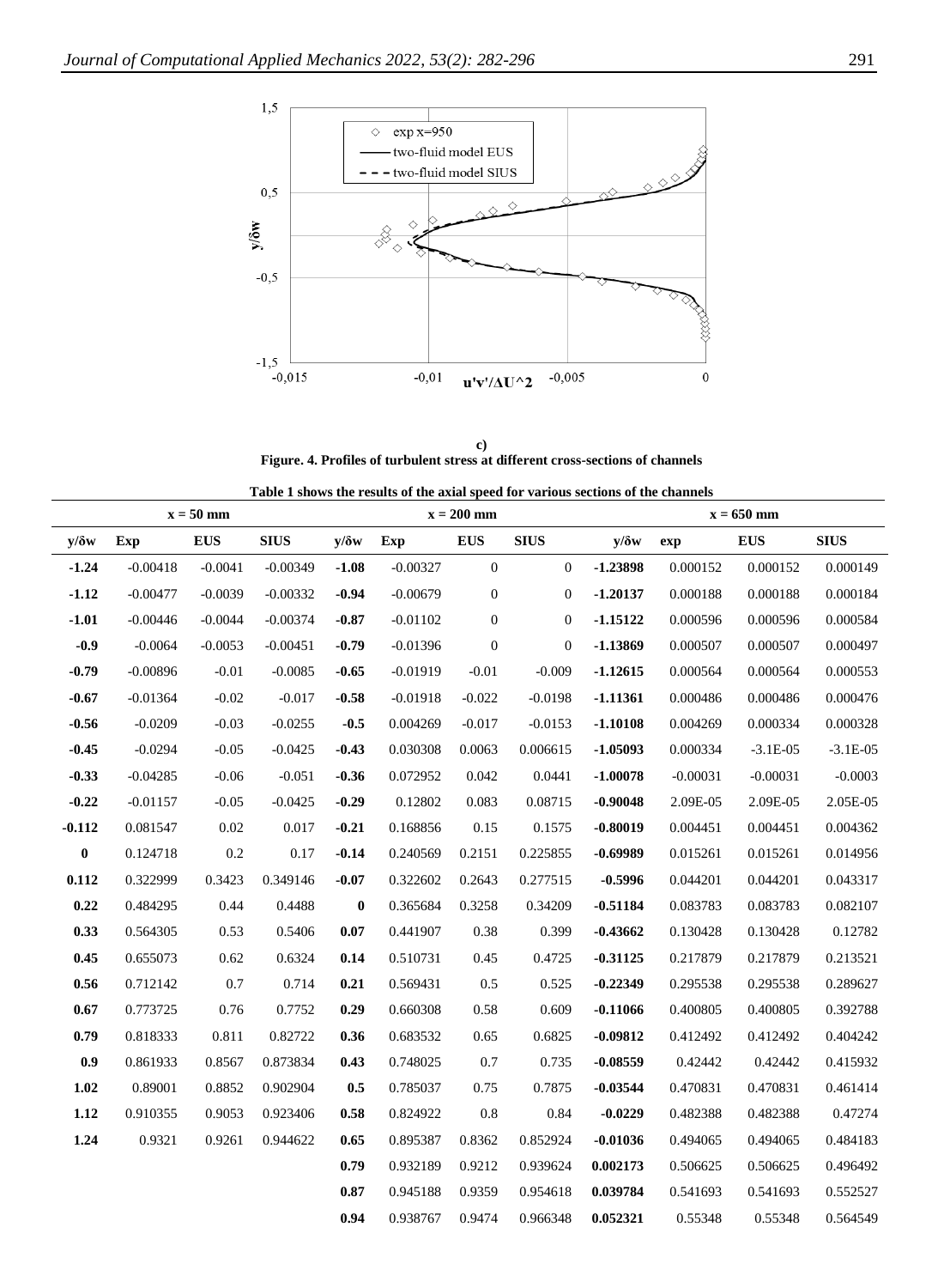c)
**Figure. 4. Profiles of turbulent stress at different cross-sections of channels**

**Table 1 shows the results of the axial speed for various sections of the channels**

| x = 50 mm | | | | x = 200 mm | | | | x = 650 mm | | | |
|---|---|---|---|---|---|---|---|---|---|---|---|
| y/δw | Exp | EUS | SIUS | y/δw | Exp | EUS | SIUS | y/δw | exp | EUS | SIUS |
| **-1.24** | -0.00418 | -0.0041 | -0.00349 | **-1.08** | -0.00327 | 0 | 0 | **-1.23898** | 0.000152 | 0.000152 | 0.000149 |
| **-1.12** | -0.00477 | -0.0039 | -0.00332 | **-0.94** | -0.00679 | 0 | 0 | **-1.20137** | 0.000188 | 0.000188 | 0.000184 |
| **-1.01** | -0.00446 | -0.0044 | -0.00374 | **-0.87** | -0.01102 | 0 | 0 | **-1.15122** | 0.000596 | 0.000596 | 0.000584 |
| **-0.9** | -0.0064 | -0.0053 | -0.00451 | **-0.79** | -0.01396 | 0 | 0 | **-1.13869** | 0.000507 | 0.000507 | 0.000497 |
| **-0.79** | -0.00896 | -0.01 | -0.0085 | **-0.65** | -0.01919 | -0.01 | -0.009 | **-1.12615** | 0.000564 | 0.000564 | 0.000553 |
| **-0.67** | -0.01364 | -0.02 | -0.017 | **-0.58** | -0.01918 | -0.022 | -0.0198 | **-1.11361** | 0.000486 | 0.000486 | 0.000476 |
| **-0.56** | -0.0209 | -0.03 | -0.0255 | **-0.5** | 0.004269 | -0.017 | -0.0153 | **-1.10108** | 0.004269 | 0.000334 | 0.000328 |
| **-0.45** | -0.0294 | -0.05 | -0.0425 | **-0.43** | 0.030308 | 0.0063 | 0.006615 | **-1.05093** | 0.000334 | -3.1E-05 | -3.1E-05 |
| **-0.33** | -0.04285 | -0.06 | -0.051 | **-0.36** | 0.072952 | 0.042 | 0.0441 | **-1.00078** | -0.00031 | -0.00031 | -0.0003 |
| **-0.22** | -0.01157 | -0.05 | -0.0425 | **-0.29** | 0.12802 | 0.083 | 0.08715 | **-0.90048** | 2.09E-05 | 2.09E-05 | 2.05E-05 |
| **-0.112** | 0.081547 | 0.02 | 0.017 | **-0.21** | 0.168856 | 0.15 | 0.1575 | **-0.80019** | 0.004451 | 0.004451 | 0.004362 |
| **0** | 0.124718 | 0.2 | 0.17 | **-0.14** | 0.240569 | 0.2151 | 0.225855 | **-0.69989** | 0.015261 | 0.015261 | 0.014956 |
| **0.112** | 0.322999 | 0.3423 | 0.349146 | **-0.07** | 0.322602 | 0.2643 | 0.277515 | **-0.5996** | 0.044201 | 0.044201 | 0.043317 |
| **0.22** | 0.484295 | 0.44 | 0.4488 | **0** | 0.365684 | 0.3258 | 0.34209 | **-0.51184** | 0.083783 | 0.083783 | 0.082107 |
| **0.33** | 0.564305 | 0.53 | 0.5406 | **0.07** | 0.441907 | 0.38 | 0.399 | **-0.43662** | 0.130428 | 0.130428 | 0.12782 |
| **0.45** | 0.655073 | 0.62 | 0.6324 | **0.14** | 0.510731 | 0.45 | 0.4725 | **-0.31125** | 0.217879 | 0.217879 | 0.213521 |
| **0.56** | 0.712142 | 0.7 | 0.714 | **0.21** | 0.569431 | 0.5 | 0.525 | **-0.22349** | 0.295538 | 0.295538 | 0.289627 |
| **0.67** | 0.773725 | 0.76 | 0.7752 | **0.29** | 0.660308 | 0.58 | 0.609 | **-0.11066** | 0.400805 | 0.400805 | 0.392788 |
| **0.79** | 0.818333 | 0.811 | 0.82722 | **0.36** | 0.683532 | 0.65 | 0.6825 | **-0.09812** | 0.412492 | 0.412492 | 0.404242 |
| **0.9** | 0.861933 | 0.8567 | 0.873834 | **0.43** | 0.748025 | 0.7 | 0.735 | **-0.08559** | 0.42442 | 0.42442 | 0.415932 |
| **1.02** | 0.89001 | 0.8852 | 0.902904 | **0.5** | 0.785037 | 0.75 | 0.7875 | **-0.03544** | 0.470831 | 0.470831 | 0.461414 |
| **1.12** | 0.910355 | 0.9053 | 0.923406 | **0.58** | 0.824922 | 0.8 | 0.84 | **-0.0229** | 0.482388 | 0.482388 | 0.47274 |
| **1.24** | 0.9321 | 0.9261 | 0.944622 | **0.65** | 0.895387 | 0.8362 | 0.852924 | **-0.01036** | 0.494065 | 0.494065 | 0.484183 |
| | | | | **0.79** | 0.932189 | 0.9212 | 0.939624 | **0.002173** | 0.506625 | 0.506625 | 0.496492 |
| | | | | **0.87** | 0.945188 | 0.9359 | 0.954618 | **0.039784** | 0.541693 | 0.541693 | 0.552527 |
| | | | | **0.94** | 0.938767 | 0.9474 | 0.966348 | **0.052321** | 0.55348 | 0.55348 | 0.564549 |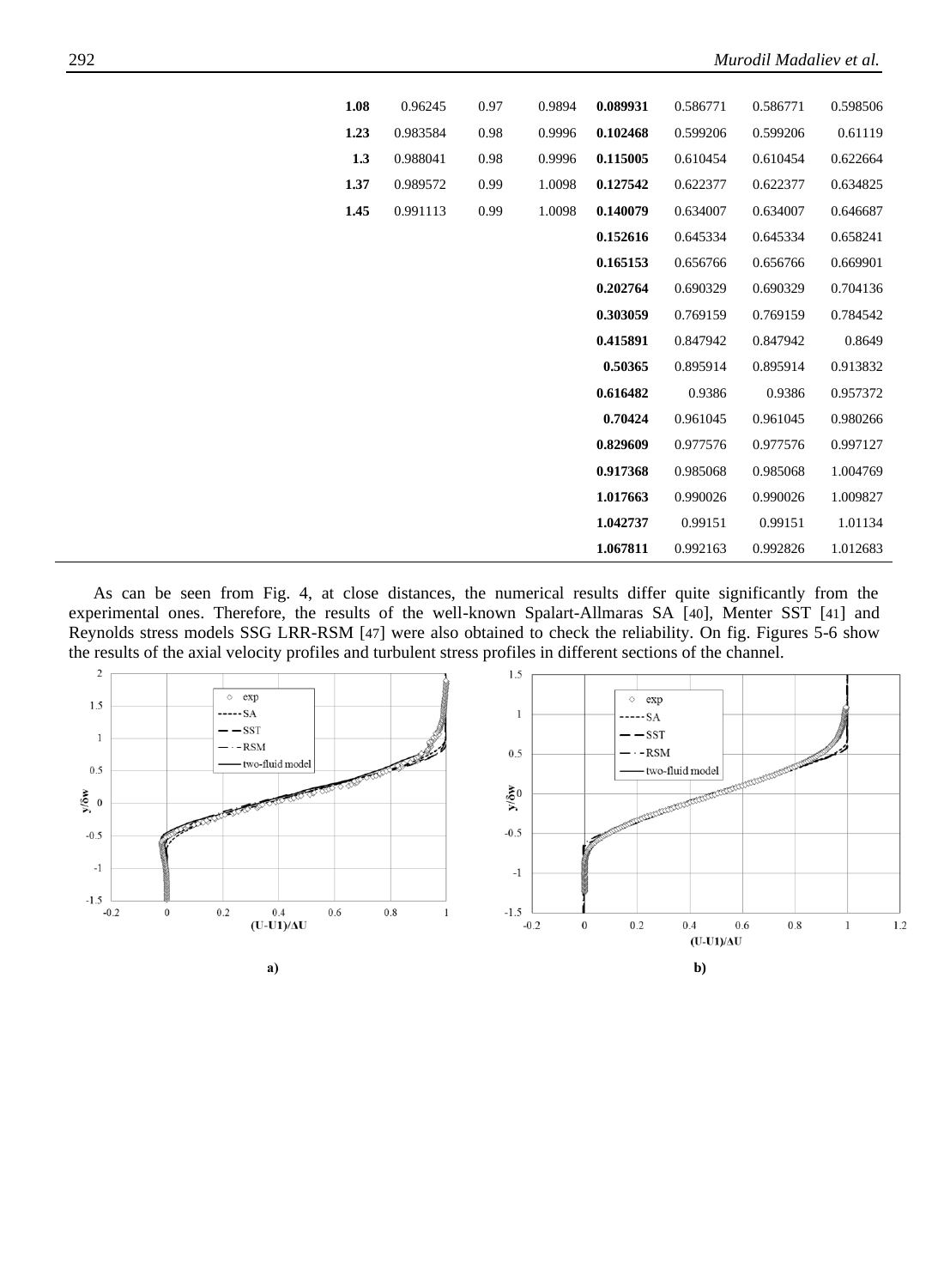| | | | | | | | |
|---|---|---|---|---|---|---|---|
| **1.08** | 0.96245 | 0.97 | 0.9894 | **0.089931** | 0.586771 | 0.586771 | 0.598506 |
| **1.23** | 0.983584 | 0.98 | 0.9996 | **0.102468** | 0.599206 | 0.599206 | 0.61119 |
| **1.3** | 0.988041 | 0.98 | 0.9996 | **0.115005** | 0.610454 | 0.610454 | 0.622664 |
| **1.37** | 0.989572 | 0.99 | 1.0098 | **0.127542** | 0.622377 | 0.622377 | 0.634825 |
| **1.45** | 0.991113 | 0.99 | 1.0098 | **0.140079** | 0.634007 | 0.634007 | 0.646687 |
| | | | | **0.152616** | 0.645334 | 0.645334 | 0.658241 |
| | | | | **0.165153** | 0.656766 | 0.656766 | 0.669901 |
| | | | | **0.202764** | 0.690329 | 0.690329 | 0.704136 |
| | | | | **0.303059** | 0.769159 | 0.769159 | 0.784542 |
| | | | | **0.415891** | 0.847942 | 0.847942 | 0.8649 |
| | | | | **0.50365** | 0.895914 | 0.895914 | 0.913832 |
| | | | | **0.616482** | 0.9386 | 0.9386 | 0.957372 |
| | | | | **0.70424** | 0.961045 | 0.961045 | 0.980266 |
| | | | | **0.829609** | 0.977576 | 0.977576 | 0.997127 |
| | | | | **0.917368** | 0.985068 | 0.985068 | 1.004769 |
| | | | | **1.017663** | 0.990026 | 0.990026 | 1.009827 |
| | | | | **1.042737** | 0.99151 | 0.99151 | 1.01134 |
| | | | | **1.067811** | 0.992163 | 0.992826 | 1.012683 |

As can be seen from Fig. 4, at close distances, the numerical results differ quite significantly from the experimental ones. Therefore, the results of the well-known Spalart-Allmaras SA [40], Menter SST [41] and Reynolds stress models SSG LRR-RSM [47] were also obtained to check the reliability. On fig. Figures 5-6 show the results of the axial velocity profiles and turbulent stress profiles in different sections of the channel.

a)

b)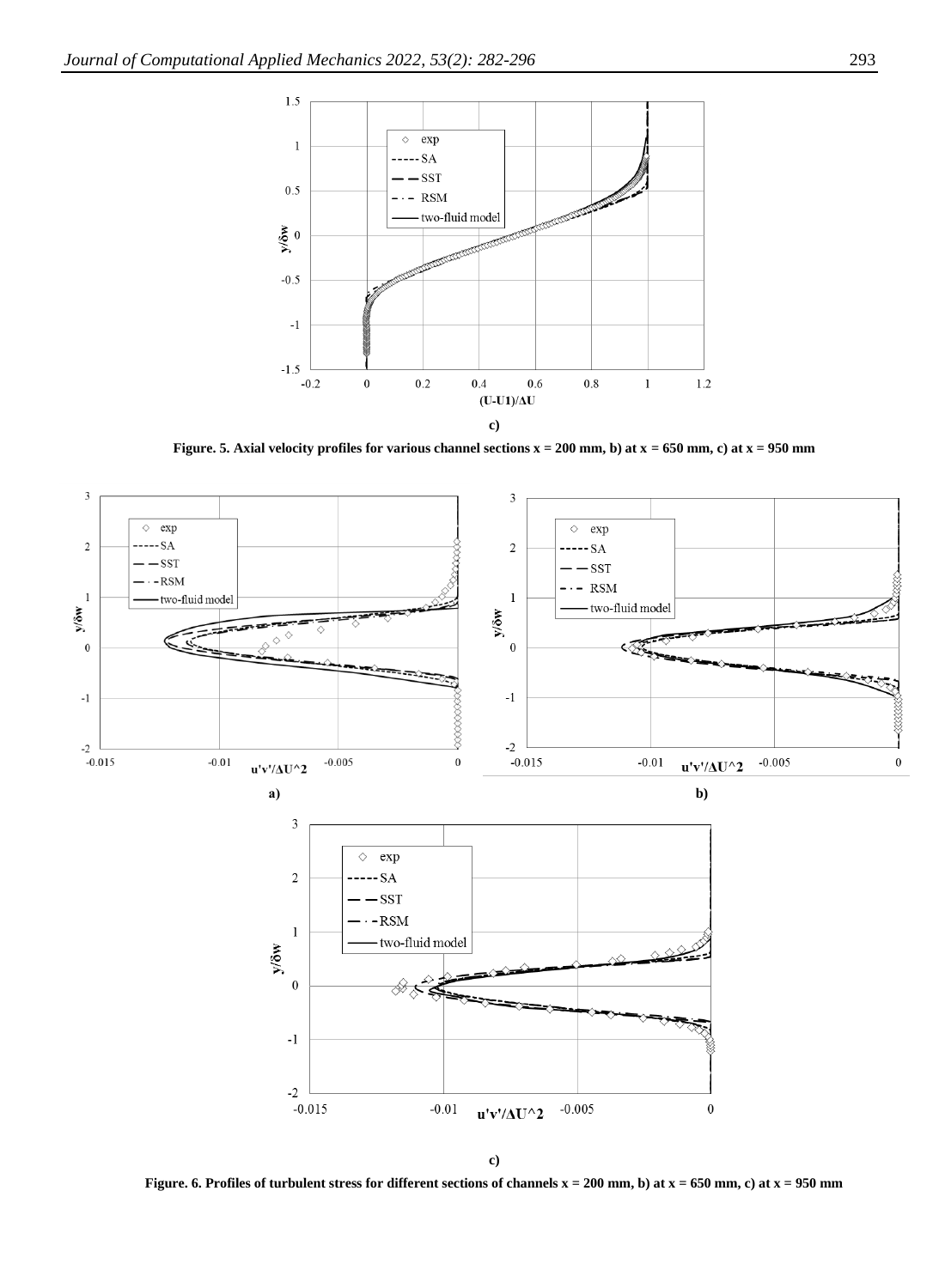c)

**Figure. 5. Axial velocity profiles for various channel sections x = 200 mm, b) at x = 650 mm, c) at x = 950 mm**

a)

b)

c)

**Figure. 6. Profiles of turbulent stress for different sections of channels x = 200 mm, b) at x = 650 mm, c) at x = 950 mm**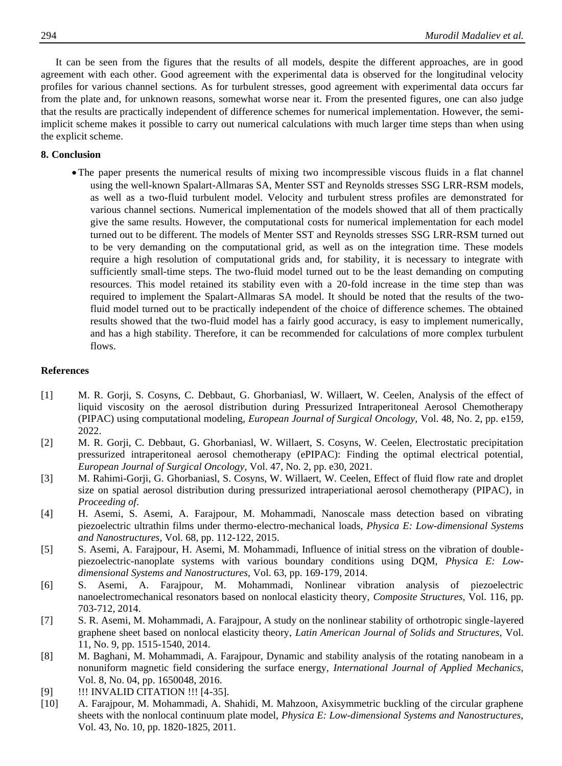It can be seen from the figures that the results of all models, despite the different approaches, are in good agreement with each other. Good agreement with the experimental data is observed for the longitudinal velocity profiles for various channel sections. As for turbulent stresses, good agreement with experimental data occurs far from the plate and, for unknown reasons, somewhat worse near it. From the presented figures, one can also judge that the results are practically independent of difference schemes for numerical implementation. However, the semi-implicit scheme makes it possible to carry out numerical calculations with much larger time steps than when using the explicit scheme.

## 8. Conclusion

- The paper presents the numerical results of mixing two incompressible viscous fluids in a flat channel using the well-known Spalart-Allmaras SA, Menter SST and Reynolds stresses SSG LRR-RSM models, as well as a two-fluid turbulent model. Velocity and turbulent stress profiles are demonstrated for various channel sections. Numerical implementation of the models showed that all of them practically give the same results. However, the computational costs for numerical implementation for each model turned out to be different. The models of Menter SST and Reynolds stresses SSG LRR-RSM turned out to be very demanding on the computational grid, as well as on the integration time. These models require a high resolution of computational grids and, for stability, it is necessary to integrate with sufficiently small-time steps. The two-fluid model turned out to be the least demanding on computing resources. This model retained its stability even with a 20-fold increase in the time step than was required to implement the Spalart-Allmaras SA model. It should be noted that the results of the two-fluid model turned out to be practically independent of the choice of difference schemes. The obtained results showed that the two-fluid model has a fairly good accuracy, is easy to implement numerically, and has a high stability. Therefore, it can be recommended for calculations of more complex turbulent flows.

## References

[1] M. R. Gorji, S. Cosyns, C. Debbaut, G. Ghorbaniasl, W. Willaert, W. Ceelen, Analysis of the effect of liquid viscosity on the aerosol distribution during Pressurized Intraperitoneal Aerosol Chemotherapy (PIPAC) using computational modeling, *European Journal of Surgical Oncology,* Vol. 48, No. 2, pp. e159, 2022.

[2] M. R. Gorji, C. Debbaut, G. Ghorbaniasl, W. Willaert, S. Cosyns, W. Ceelen, Electrostatic precipitation pressurized intraperitoneal aerosol chemotherapy (ePIPAC): Finding the optimal electrical potential, *European Journal of Surgical Oncology,* Vol. 47, No. 2, pp. e30, 2021.

[3] M. Rahimi-Gorji, G. Ghorbaniasl, S. Cosyns, W. Willaert, W. Ceelen, Effect of fluid flow rate and droplet size on spatial aerosol distribution during pressurized intraperiational aerosol chemotherapy (PIPAC), in *Proceeding of.*

[4] H. Asemi, S. Asemi, A. Farajpour, M. Mohammadi, Nanoscale mass detection based on vibrating piezoelectric ultrathin films under thermo-electro-mechanical loads, *Physica E: Low-dimensional Systems and Nanostructures,* Vol. 68, pp. 112-122, 2015.

[5] S. Asemi, A. Farajpour, H. Asemi, M. Mohammadi, Influence of initial stress on the vibration of double-piezoelectric-nanoplate systems with various boundary conditions using DQM, *Physica E: Low-dimensional Systems and Nanostructures,* Vol. 63, pp. 169-179, 2014.

[6] S. Asemi, A. Farajpour, M. Mohammadi, Nonlinear vibration analysis of piezoelectric nanoelectromechanical resonators based on nonlocal elasticity theory, *Composite Structures,* Vol. 116, pp. 703-712, 2014.

[7] S. R. Asemi, M. Mohammadi, A. Farajpour, A study on the nonlinear stability of orthotropic single-layered graphene sheet based on nonlocal elasticity theory, *Latin American Journal of Solids and Structures,* Vol. 11, No. 9, pp. 1515-1540, 2014.

[8] M. Baghani, M. Mohammadi, A. Farajpour, Dynamic and stability analysis of the rotating nanobeam in a nonuniform magnetic field considering the surface energy, *International Journal of Applied Mechanics,* Vol. 8, No. 04, pp. 1650048, 2016.

[9] !!! INVALID CITATION !!! [4-35].

[10] A. Farajpour, M. Mohammadi, A. Shahidi, M. Mahzoon, Axisymmetric buckling of the circular graphene sheets with the nonlocal continuum plate model, *Physica E: Low-dimensional Systems and Nanostructures,* Vol. 43, No. 10, pp. 1820-1825, 2011.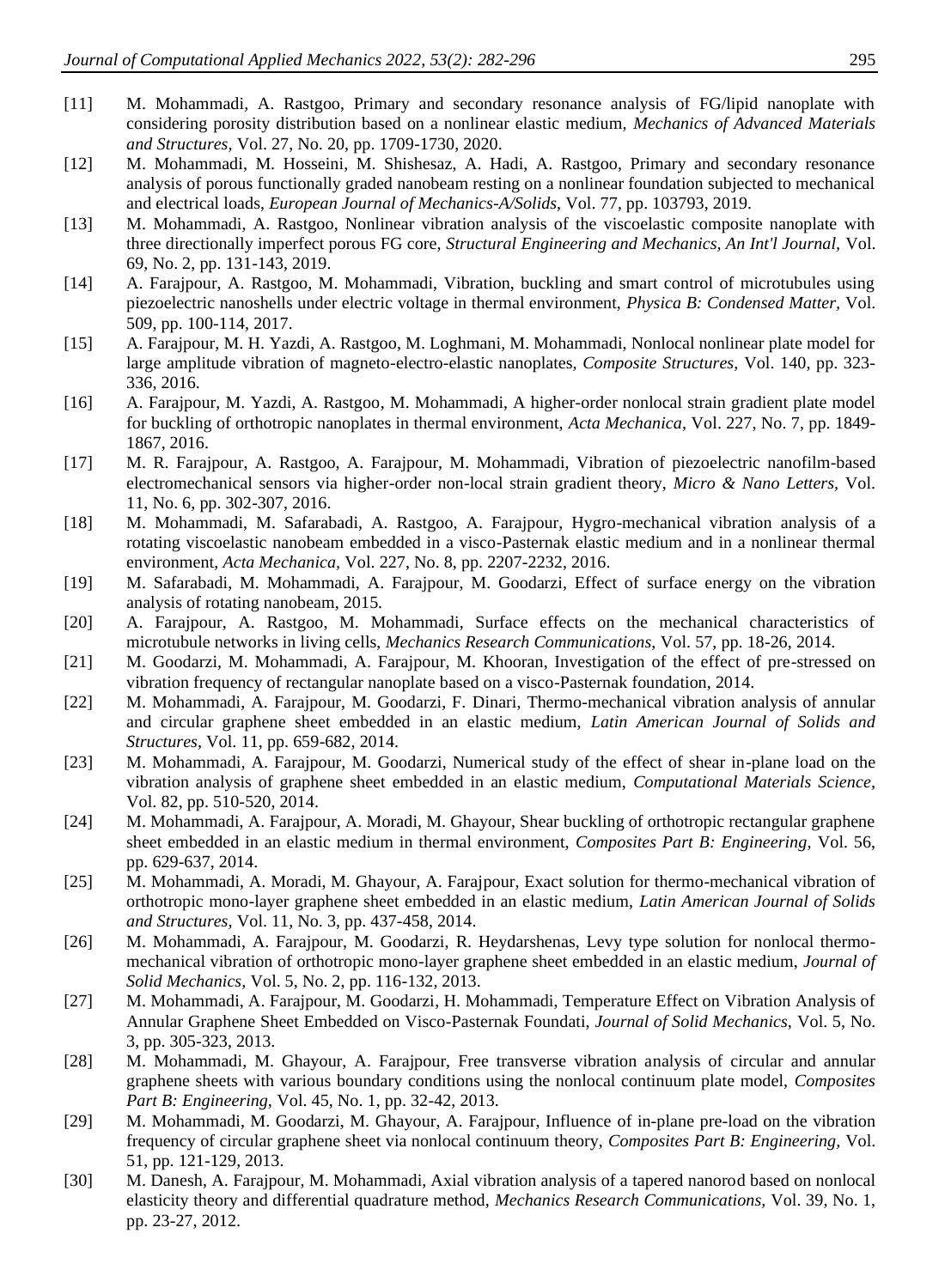[11] M. Mohammadi, A. Rastgoo, Primary and secondary resonance analysis of FG/lipid nanoplate with considering porosity distribution based on a nonlinear elastic medium, *Mechanics of Advanced Materials and Structures*, Vol. 27, No. 20, pp. 1709-1730, 2020.

[12] M. Mohammadi, M. Hosseini, M. Shishesaz, A. Hadi, A. Rastgoo, Primary and secondary resonance analysis of porous functionally graded nanobeam resting on a nonlinear foundation subjected to mechanical and electrical loads, *European Journal of Mechanics-A/Solids*, Vol. 77, pp. 103793, 2019.

[13] M. Mohammadi, A. Rastgoo, Nonlinear vibration analysis of the viscoelastic composite nanoplate with three directionally imperfect porous FG core, *Structural Engineering and Mechanics, An Int'l Journal*, Vol. 69, No. 2, pp. 131-143, 2019.

[14] A. Farajpour, A. Rastgoo, M. Mohammadi, Vibration, buckling and smart control of microtubules using piezoelectric nanoshells under electric voltage in thermal environment, *Physica B: Condensed Matter*, Vol. 509, pp. 100-114, 2017.

[15] A. Farajpour, M. H. Yazdi, A. Rastgoo, M. Loghmani, M. Mohammadi, Nonlocal nonlinear plate model for large amplitude vibration of magneto-electro-elastic nanoplates, *Composite Structures*, Vol. 140, pp. 323-336, 2016.

[16] A. Farajpour, M. Yazdi, A. Rastgoo, M. Mohammadi, A higher-order nonlocal strain gradient plate model for buckling of orthotropic nanoplates in thermal environment, *Acta Mechanica*, Vol. 227, No. 7, pp. 1849-1867, 2016.

[17] M. R. Farajpour, A. Rastgoo, A. Farajpour, M. Mohammadi, Vibration of piezoelectric nanofilm-based electromechanical sensors via higher-order non-local strain gradient theory, *Micro & Nano Letters*, Vol. 11, No. 6, pp. 302-307, 2016.

[18] M. Mohammadi, M. Safarabadi, A. Rastgoo, A. Farajpour, Hygro-mechanical vibration analysis of a rotating viscoelastic nanobeam embedded in a visco-Pasternak elastic medium and in a nonlinear thermal environment, *Acta Mechanica*, Vol. 227, No. 8, pp. 2207-2232, 2016.

[19] M. Safarabadi, M. Mohammadi, A. Farajpour, M. Goodarzi, Effect of surface energy on the vibration analysis of rotating nanobeam, 2015.

[20] A. Farajpour, A. Rastgoo, M. Mohammadi, Surface effects on the mechanical characteristics of microtubule networks in living cells, *Mechanics Research Communications*, Vol. 57, pp. 18-26, 2014.

[21] M. Goodarzi, M. Mohammadi, A. Farajpour, M. Khooran, Investigation of the effect of pre-stressed on vibration frequency of rectangular nanoplate based on a visco-Pasternak foundation, 2014.

[22] M. Mohammadi, A. Farajpour, M. Goodarzi, F. Dinari, Thermo-mechanical vibration analysis of annular and circular graphene sheet embedded in an elastic medium, *Latin American Journal of Solids and Structures*, Vol. 11, pp. 659-682, 2014.

[23] M. Mohammadi, A. Farajpour, M. Goodarzi, Numerical study of the effect of shear in-plane load on the vibration analysis of graphene sheet embedded in an elastic medium, *Computational Materials Science*, Vol. 82, pp. 510-520, 2014.

[24] M. Mohammadi, A. Farajpour, A. Moradi, M. Ghayour, Shear buckling of orthotropic rectangular graphene sheet embedded in an elastic medium in thermal environment, *Composites Part B: Engineering*, Vol. 56, pp. 629-637, 2014.

[25] M. Mohammadi, A. Moradi, M. Ghayour, A. Farajpour, Exact solution for thermo-mechanical vibration of orthotropic mono-layer graphene sheet embedded in an elastic medium, *Latin American Journal of Solids and Structures*, Vol. 11, No. 3, pp. 437-458, 2014.

[26] M. Mohammadi, A. Farajpour, M. Goodarzi, R. Heydarshenas, Levy type solution for nonlocal thermo-mechanical vibration of orthotropic mono-layer graphene sheet embedded in an elastic medium, *Journal of Solid Mechanics*, Vol. 5, No. 2, pp. 116-132, 2013.

[27] M. Mohammadi, A. Farajpour, M. Goodarzi, H. Mohammadi, Temperature Effect on Vibration Analysis of Annular Graphene Sheet Embedded on Visco-Pasternak Foundati, *Journal of Solid Mechanics*, Vol. 5, No. 3, pp. 305-323, 2013.

[28] M. Mohammadi, M. Ghayour, A. Farajpour, Free transverse vibration analysis of circular and annular graphene sheets with various boundary conditions using the nonlocal continuum plate model, *Composites Part B: Engineering*, Vol. 45, No. 1, pp. 32-42, 2013.

[29] M. Mohammadi, M. Goodarzi, M. Ghayour, A. Farajpour, Influence of in-plane pre-load on the vibration frequency of circular graphene sheet via nonlocal continuum theory, *Composites Part B: Engineering*, Vol. 51, pp. 121-129, 2013.

[30] M. Danesh, A. Farajpour, M. Mohammadi, Axial vibration analysis of a tapered nanorod based on nonlocal elasticity theory and differential quadrature method, *Mechanics Research Communications*, Vol. 39, No. 1, pp. 23-27, 2012.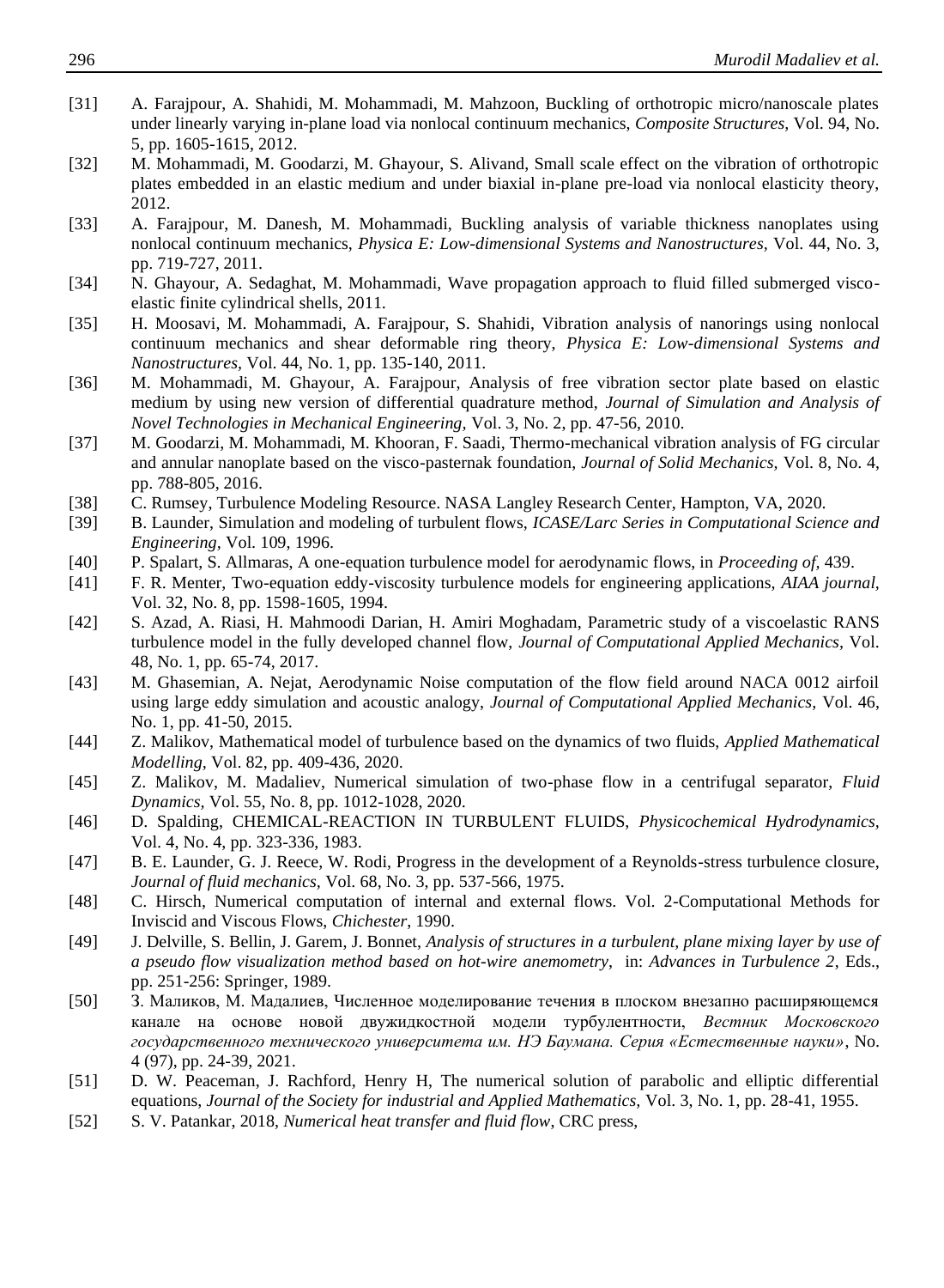[31] A. Farajpour, A. Shahidi, M. Mohammadi, M. Mahzoon, Buckling of orthotropic micro/nanoscale plates under linearly varying in-plane load via nonlocal continuum mechanics, *Composite Structures,* Vol. 94, No. 5, pp. 1605-1615, 2012.

[32] M. Mohammadi, M. Goodarzi, M. Ghayour, S. Alivand, Small scale effect on the vibration of orthotropic plates embedded in an elastic medium and under biaxial in-plane pre-load via nonlocal elasticity theory, 2012.

[33] A. Farajpour, M. Danesh, M. Mohammadi, Buckling analysis of variable thickness nanoplates using nonlocal continuum mechanics, *Physica E: Low-dimensional Systems and Nanostructures,* Vol. 44, No. 3, pp. 719-727, 2011.

[34] N. Ghayour, A. Sedaghat, M. Mohammadi, Wave propagation approach to fluid filled submerged visco-elastic finite cylindrical shells, 2011.

[35] H. Moosavi, M. Mohammadi, A. Farajpour, S. Shahidi, Vibration analysis of nanorings using nonlocal continuum mechanics and shear deformable ring theory, *Physica E: Low-dimensional Systems and Nanostructures,* Vol. 44, No. 1, pp. 135-140, 2011.

[36] M. Mohammadi, M. Ghayour, A. Farajpour, Analysis of free vibration sector plate based on elastic medium by using new version of differential quadrature method, *Journal of Simulation and Analysis of Novel Technologies in Mechanical Engineering,* Vol. 3, No. 2, pp. 47-56, 2010.

[37] M. Goodarzi, M. Mohammadi, M. Khooran, F. Saadi, Thermo-mechanical vibration analysis of FG circular and annular nanoplate based on the visco-pasternak foundation, *Journal of Solid Mechanics,* Vol. 8, No. 4, pp. 788-805, 2016.

[38] C. Rumsey, Turbulence Modeling Resource. NASA Langley Research Center, Hampton, VA, 2020.

[39] B. Launder, Simulation and modeling of turbulent flows, *ICASE/Larc Series in Computational Science and Engineering*, Vol. 109, 1996.

[40] P. Spalart, S. Allmaras, A one-equation turbulence model for aerodynamic flows, in *Proceeding of,* 439.

[41] F. R. Menter, Two-equation eddy-viscosity turbulence models for engineering applications, *AIAA journal,* Vol. 32, No. 8, pp. 1598-1605, 1994.

[42] S. Azad, A. Riasi, H. Mahmoodi Darian, H. Amiri Moghadam, Parametric study of a viscoelastic RANS turbulence model in the fully developed channel flow, *Journal of Computational Applied Mechanics,* Vol. 48, No. 1, pp. 65-74, 2017.

[43] M. Ghasemian, A. Nejat, Aerodynamic Noise computation of the flow field around NACA 0012 airfoil using large eddy simulation and acoustic analogy, *Journal of Computational Applied Mechanics,* Vol. 46, No. 1, pp. 41-50, 2015.

[44] Z. Malikov, Mathematical model of turbulence based on the dynamics of two fluids, *Applied Mathematical Modelling,* Vol. 82, pp. 409-436, 2020.

[45] Z. Malikov, M. Madaliev, Numerical simulation of two-phase flow in a centrifugal separator, *Fluid Dynamics,* Vol. 55, No. 8, pp. 1012-1028, 2020.

[46] D. Spalding, CHEMICAL-REACTION IN TURBULENT FLUIDS, *Physicochemical Hydrodynamics,* Vol. 4, No. 4, pp. 323-336, 1983.

[47] B. E. Launder, G. J. Reece, W. Rodi, Progress in the development of a Reynolds-stress turbulence closure, *Journal of fluid mechanics,* Vol. 68, No. 3, pp. 537-566, 1975.

[48] C. Hirsch, Numerical computation of internal and external flows. Vol. 2-Computational Methods for Inviscid and Viscous Flows, *Chichester,* 1990.

[49] J. Delville, S. Bellin, J. Garem, J. Bonnet, *Analysis of structures in a turbulent, plane mixing layer by use of a pseudo flow visualization method based on hot-wire anemometry,* in: *Advances in Turbulence 2*, Eds., pp. 251-256: Springer, 1989.

[50] З. Маликов, М. Мадалиев, Численное моделирование течения в плоском внезапно расширяющемся канале на основе новой двужидкостной модели турбулентности, *Вестник Московского государственного технического университета им. НЭ Баумана. Серия «Естественные науки»*, No. 4 (97), pp. 24-39, 2021.

[51] D. W. Peaceman, J. Rachford, Henry H, The numerical solution of parabolic and elliptic differential equations, *Journal of the Society for industrial and Applied Mathematics,* Vol. 3, No. 1, pp. 28-41, 1955.

[52] S. V. Patankar, 2018, *Numerical heat transfer and fluid flow*, CRC press,